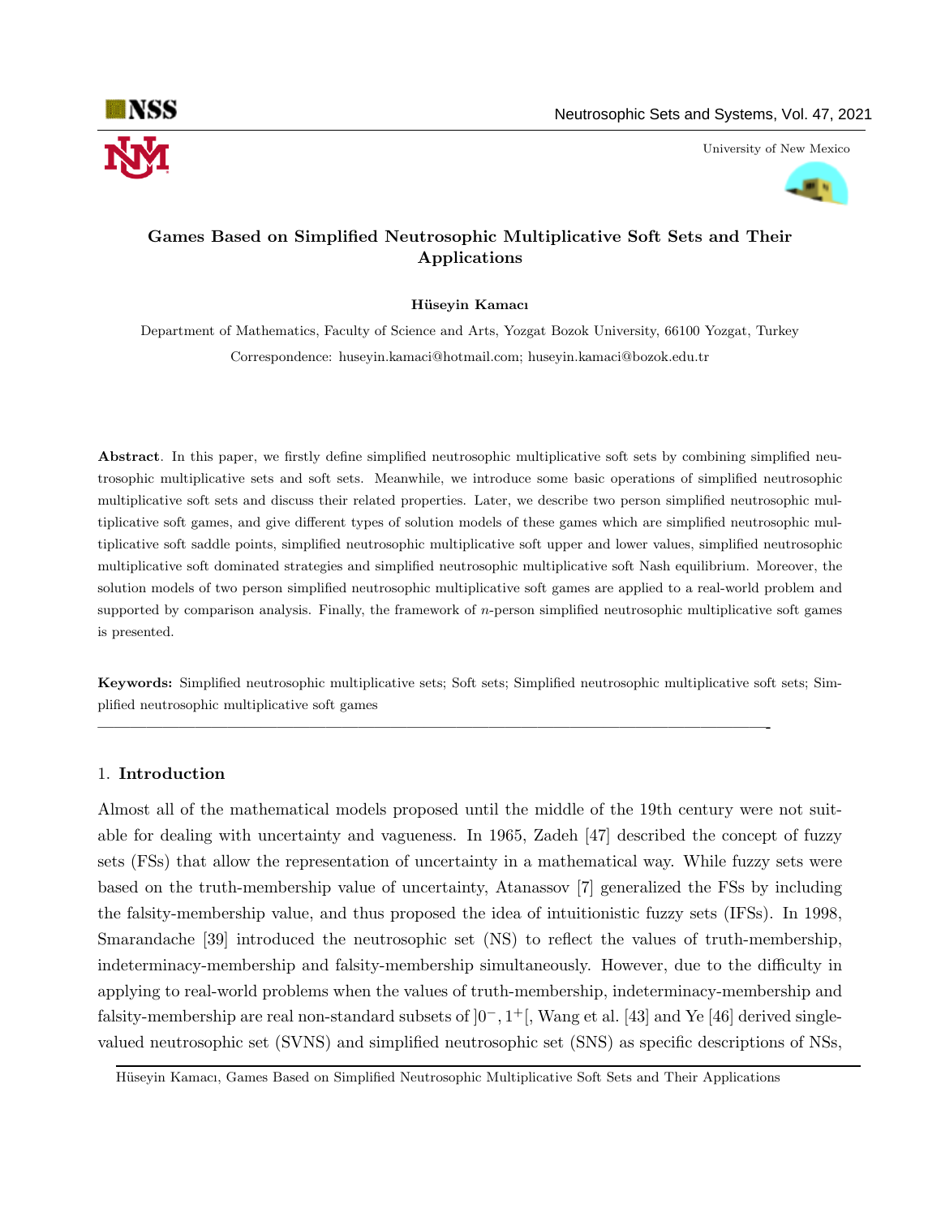# Games Based on Simplified Neutrosophic Multiplicative Soft Sets and Their Applications

**Hüseyin Kamacı**

Department of Mathematics, Faculty of Science and Arts, Yozgat Bozok University, 66100 Yozgat, Turkey

Correspondence: huseyin.kamaci@hotmail.com; huseyin.kamaci@bozok.edu.tr

**Abstract**. In this paper, we firstly define simplified neutrosophic multiplicative soft sets by combining simplified neutrosophic multiplicative sets and soft sets. Meanwhile, we introduce some basic operations of simplified neutrosophic multiplicative soft sets and discuss their related properties. Later, we describe two person simplified neutrosophic multiplicative soft games, and give different types of solution models of these games which are simplified neutrosophic multiplicative soft saddle points, simplified neutrosophic multiplicative soft upper and lower values, simplified neutrosophic multiplicative soft dominated strategies and simplified neutrosophic multiplicative soft Nash equilibrium. Moreover, the solution models of two person simplified neutrosophic multiplicative soft games are applied to a real-world problem and supported by comparison analysis. Finally, the framework of $n$-person simplified neutrosophic multiplicative soft games is presented.

**Keywords:** Simplified neutrosophic multiplicative sets; Soft sets; Simplified neutrosophic multiplicative soft sets; Simplified neutrosophic multiplicative soft games

---

## 1. Introduction

Almost all of the mathematical models proposed until the middle of the 19th century were not suitable for dealing with uncertainty and vagueness. In 1965, Zadeh [47] described the concept of fuzzy sets (FSs) that allow the representation of uncertainty in a mathematical way. While fuzzy sets were based on the truth-membership value of uncertainty, Atanassov [7] generalized the FSs by including the falsity-membership value, and thus proposed the idea of intuitionistic fuzzy sets (IFSs). In 1998, Smarandache [39] introduced the neutrosophic set (NS) to reflect the values of truth-membership, indeterminacy-membership and falsity-membership simultaneously. However, due to the difficulty in applying to real-world problems when the values of truth-membership, indeterminacy-membership and falsity-membership are real non-standard subsets of $]0^-, 1^+[$, Wang et al. [43] and Ye [46] derived single-valued neutrosophic set (SVNS) and simplified neutrosophic set (SNS) as specific descriptions of NSs,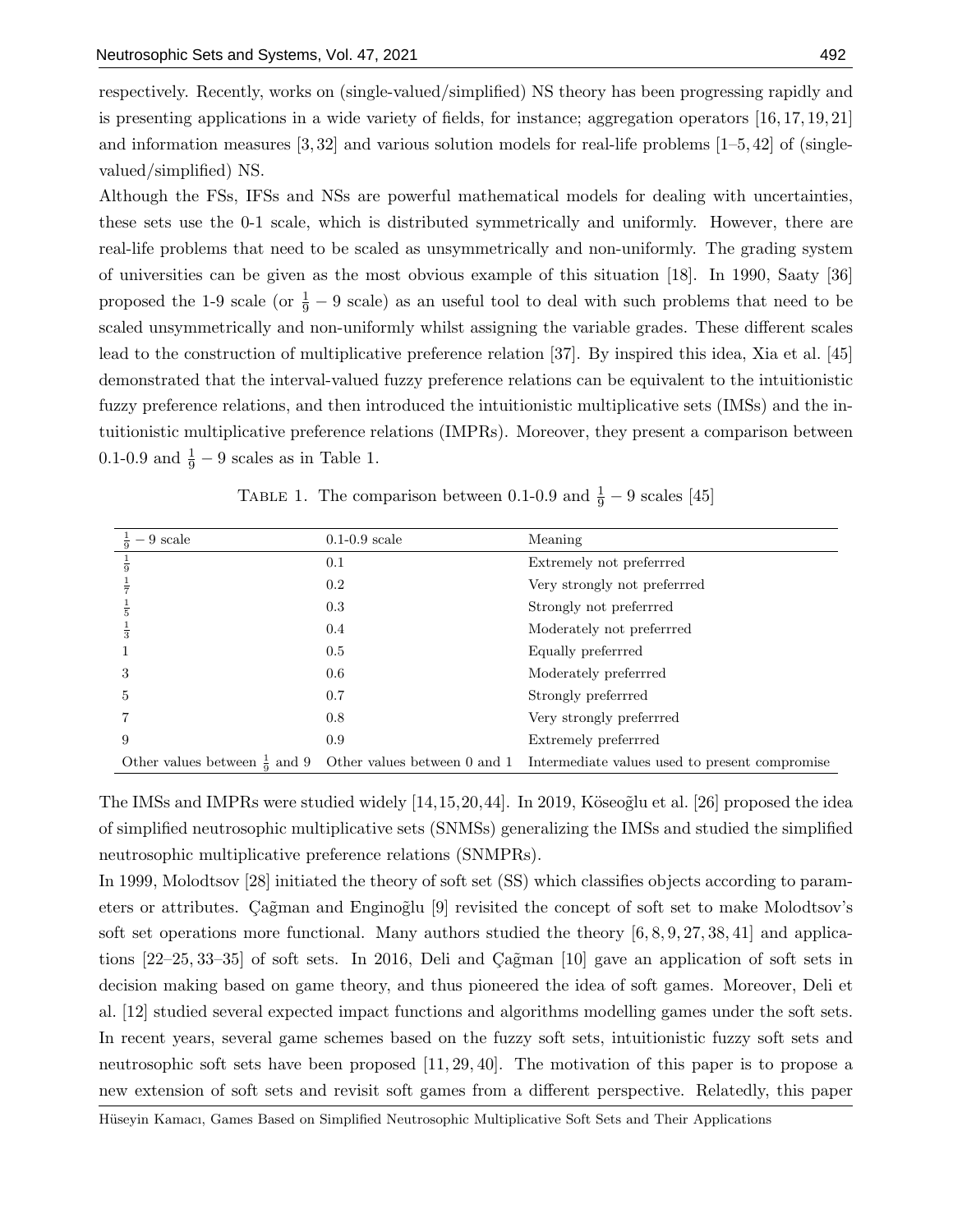respectively. Recently, works on (single-valued/simplified) NS theory has been progressing rapidly and is presenting applications in a wide variety of fields, for instance; aggregation operators [16, 17, 19, 21] and information measures [3, 32] and various solution models for real-life problems [1–5, 42] of (single-valued/simplified) NS.

Although the FSs, IFSs and NSs are powerful mathematical models for dealing with uncertainties, these sets use the 0-1 scale, which is distributed symmetrically and uniformly. However, there are real-life problems that need to be scaled as unsymmetrically and non-uniformly. The grading system of universities can be given as the most obvious example of this situation [18]. In 1990, Saaty [36] proposed the 1-9 scale (or $\frac{1}{9} - 9$ scale) as an useful tool to deal with such problems that need to be scaled unsymmetrically and non-uniformly whilst assigning the variable grades. These different scales lead to the construction of multiplicative preference relation [37]. By inspired this idea, Xia et al. [45] demonstrated that the interval-valued fuzzy preference relations can be equivalent to the intuitionistic fuzzy preference relations, and then introduced the intuitionistic multiplicative sets (IMSs) and the intuitionistic multiplicative preference relations (IMPRs). Moreover, they present a comparison between 0.1-0.9 and $\frac{1}{9} - 9$ scales as in Table 1.

Table 1. The comparison between 0.1-0.9 and $\frac{1}{9} - 9$ scales [45]

| $\frac{1}{9} - 9$ scale | 0.1-0.9 scale | Meaning |
|---|---|---|
| $\frac{1}{9}$ | 0.1 | Extremely not preferrred |
| $\frac{1}{7}$ | 0.2 | Very strongly not preferrred |
| $\frac{1}{5}$ | 0.3 | Strongly not preferrred |
| $\frac{1}{3}$ | 0.4 | Moderately not preferrred |
| 1 | 0.5 | Equally preferrred |
| 3 | 0.6 | Moderately preferrred |
| 5 | 0.7 | Strongly preferrred |
| 7 | 0.8 | Very strongly preferrred |
| 9 | 0.9 | Extremely preferrred |
| Other values between $\frac{1}{9}$ and 9 | Other values between 0 and 1 | Intermediate values used to present compromise |

The IMSs and IMPRs were studied widely [14, 15, 20, 44]. In 2019, Köseoğlu et al. [26] proposed the idea of simplified neutrosophic multiplicative sets (SNMSs) generalizing the IMSs and studied the simplified neutrosophic multiplicative preference relations (SNMPRs).

In 1999, Molodtsov [28] initiated the theory of soft set (SS) which classifies objects according to parameters or attributes. Çağman and Enginoğlu [9] revisited the concept of soft set to make Molodtsov's soft set operations more functional. Many authors studied the theory [6, 8, 9, 27, 38, 41] and applications [22–25, 33–35] of soft sets. In 2016, Deli and Çağman [10] gave an application of soft sets in decision making based on game theory, and thus pioneered the idea of soft games. Moreover, Deli et al. [12] studied several expected impact functions and algorithms modelling games under the soft sets. In recent years, several game schemes based on the fuzzy soft sets, intuitionistic fuzzy soft sets and neutrosophic soft sets have been proposed [11, 29, 40]. The motivation of this paper is to propose a new extension of soft sets and revisit soft games from a different perspective. Relatedly, this paper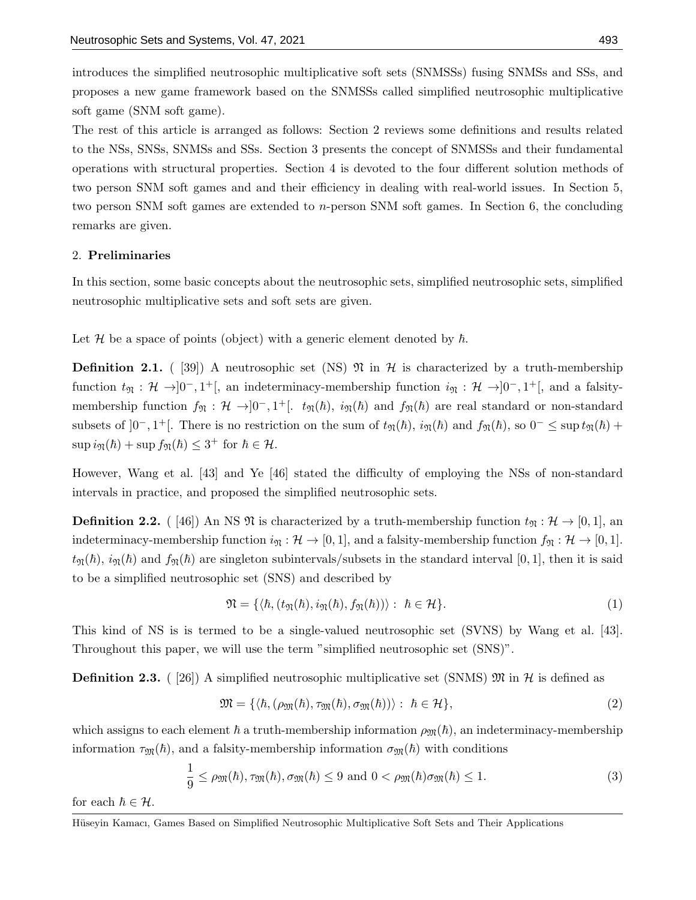introduces the simplified neutrosophic multiplicative soft sets (SNMSSs) fusing SNMSs and SSs, and proposes a new game framework based on the SNMSSs called simplified neutrosophic multiplicative soft game (SNM soft game).

The rest of this article is arranged as follows: Section 2 reviews some definitions and results related to the NSs, SNSs, SNMSs and SSs. Section 3 presents the concept of SNMSSs and their fundamental operations with structural properties. Section 4 is devoted to the four different solution methods of two person SNM soft games and and their efficiency in dealing with real-world issues. In Section 5, two person SNM soft games are extended to $n$-person SNM soft games. In Section 6, the concluding remarks are given.

## 2. Preliminaries

In this section, some basic concepts about the neutrosophic sets, simplified neutrosophic sets, simplified neutrosophic multiplicative sets and soft sets are given.

Let $\mathcal{H}$ be a space of points (object) with a generic element denoted by $\hbar$.

**Definition 2.1.** ( [39]) A neutrosophic set (NS) $\mathfrak{N}$ in $\mathcal{H}$ is characterized by a truth-membership function $t_{\mathfrak{N}} : \mathcal{H} \to ]0^-, 1^+[$, an indeterminacy-membership function $i_{\mathfrak{N}} : \mathcal{H} \to ]0^-, 1^+[$, and a falsity-membership function $f_{\mathfrak{N}} : \mathcal{H} \to ]0^-, 1^+[$. $t_{\mathfrak{N}}(\hbar)$, $i_{\mathfrak{N}}(\hbar)$ and $f_{\mathfrak{N}}(\hbar)$ are real standard or non-standard subsets of $]0^-, 1^+[$. There is no restriction on the sum of $t_{\mathfrak{N}}(\hbar)$, $i_{\mathfrak{N}}(\hbar)$ and $f_{\mathfrak{N}}(\hbar)$, so $0^- \leq \sup t_{\mathfrak{N}}(\hbar) + \sup i_{\mathfrak{N}}(\hbar) + \sup f_{\mathfrak{N}}(\hbar) \leq 3^+$ for $\hbar \in \mathcal{H}$.

However, Wang et al. [43] and Ye [46] stated the difficulty of employing the NSs of non-standard intervals in practice, and proposed the simplified neutrosophic sets.

**Definition 2.2.** ( [46]) An NS $\mathfrak{N}$ is characterized by a truth-membership function $t_{\mathfrak{N}} : \mathcal{H} \to [0, 1]$, an indeterminacy-membership function $i_{\mathfrak{N}} : \mathcal{H} \to [0, 1]$, and a falsity-membership function $f_{\mathfrak{N}} : \mathcal{H} \to [0, 1]$. $t_{\mathfrak{N}}(\hbar)$, $i_{\mathfrak{N}}(\hbar)$ and $f_{\mathfrak{N}}(\hbar)$ are singleton subintervals/subsets in the standard interval $[0, 1]$, then it is said to be a simplified neutrosophic set (SNS) and described by

$$\mathfrak{N} = \{\langle \hbar, (t_{\mathfrak{N}}(\hbar), i_{\mathfrak{N}}(\hbar), f_{\mathfrak{N}}(\hbar))\rangle : \hbar \in \mathcal{H}\}. \tag{1}$$

This kind of NS is is termed to be a single-valued neutrosophic set (SVNS) by Wang et al. [43]. Throughout this paper, we will use the term "simplified neutrosophic set (SNS)".

**Definition 2.3.** ( [26]) A simplified neutrosophic multiplicative set (SNMS) $\mathfrak{M}$ in $\mathcal{H}$ is defined as

$$\mathfrak{M} = \{\langle \hbar, (\rho_{\mathfrak{M}}(\hbar), \tau_{\mathfrak{M}}(\hbar), \sigma_{\mathfrak{M}}(\hbar))\rangle : \hbar \in \mathcal{H}\}, \tag{2}$$

which assigns to each element $\hbar$ a truth-membership information $\rho_{\mathfrak{M}}(\hbar)$, an indeterminacy-membership information $\tau_{\mathfrak{M}}(\hbar)$, and a falsity-membership information $\sigma_{\mathfrak{M}}(\hbar)$ with conditions

$$\frac{1}{9} \leq \rho_{\mathfrak{M}}(\hbar), \tau_{\mathfrak{M}}(\hbar), \sigma_{\mathfrak{M}}(\hbar) \leq 9 \text{ and } 0 < \rho_{\mathfrak{M}}(\hbar)\sigma_{\mathfrak{M}}(\hbar) \leq 1. \tag{3}$$

for each $\hbar \in \mathcal{H}$.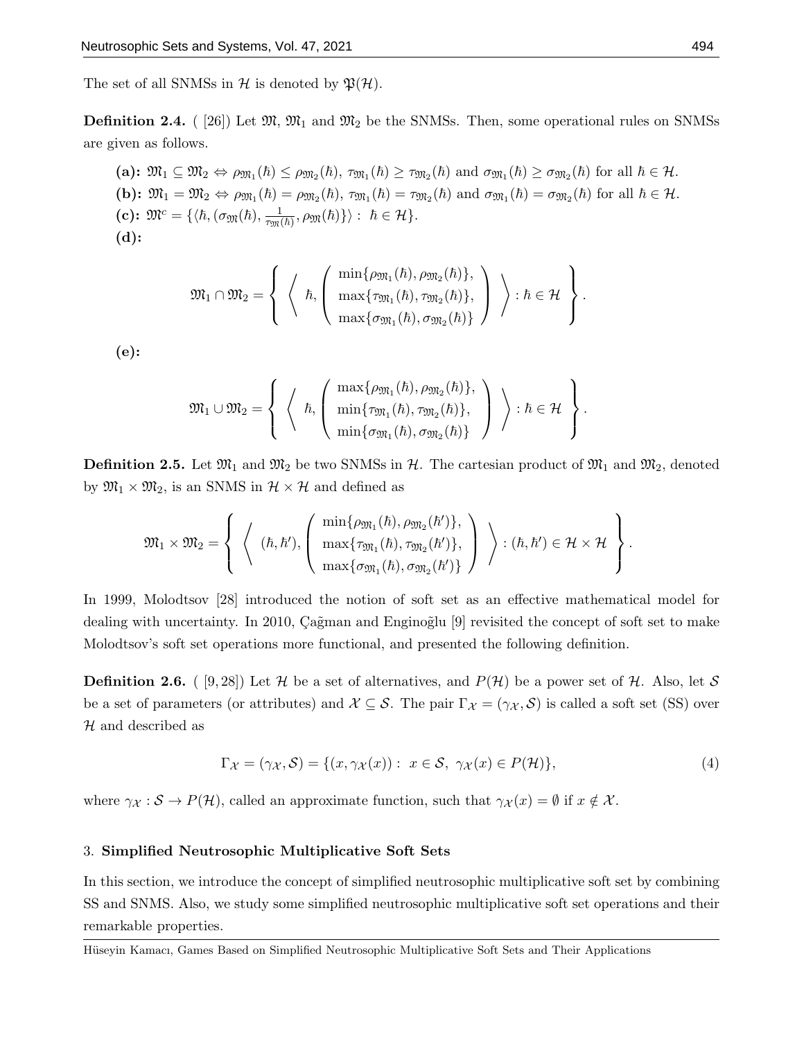The set of all SNMSs in $\mathcal{H}$ is denoted by $\mathfrak{P}(\mathcal{H})$.

**Definition 2.4.** ( [26]) Let $\mathfrak{M}$, $\mathfrak{M}_1$ and $\mathfrak{M}_2$ be the SNMSs. Then, some operational rules on SNMSs are given as follows.

**(a):** $\mathfrak{M}_1 \subseteq \mathfrak{M}_2 \Leftrightarrow \rho_{\mathfrak{M}_1}(\hbar) \leq \rho_{\mathfrak{M}_2}(\hbar)$, $\tau_{\mathfrak{M}_1}(\hbar) \geq \tau_{\mathfrak{M}_2}(\hbar)$ and $\sigma_{\mathfrak{M}_1}(\hbar) \geq \sigma_{\mathfrak{M}_2}(\hbar)$ for all $\hbar \in \mathcal{H}$.

**(b):** $\mathfrak{M}_1 = \mathfrak{M}_2 \Leftrightarrow \rho_{\mathfrak{M}_1}(\hbar) = \rho_{\mathfrak{M}_2}(\hbar)$, $\tau_{\mathfrak{M}_1}(\hbar) = \tau_{\mathfrak{M}_2}(\hbar)$ and $\sigma_{\mathfrak{M}_1}(\hbar) = \sigma_{\mathfrak{M}_2}(\hbar)$ for all $\hbar \in \mathcal{H}$.

**(c):** $\mathfrak{M}^c = \{\langle \hbar, (\sigma_{\mathfrak{M}}(\hbar), \frac{1}{\tau_{\mathfrak{M}}(\hbar)}, \rho_{\mathfrak{M}}(\hbar)\}\rangle : \hbar \in \mathcal{H}\}$.

**(d):**

$$\mathfrak{M}_1 \cap \mathfrak{M}_2 = \left\{ \left\langle \hbar, \begin{pmatrix} \min\{\rho_{\mathfrak{M}_1}(\hbar), \rho_{\mathfrak{M}_2}(\hbar)\}, \\ \max\{\tau_{\mathfrak{M}_1}(\hbar), \tau_{\mathfrak{M}_2}(\hbar)\}, \\ \max\{\sigma_{\mathfrak{M}_1}(\hbar), \sigma_{\mathfrak{M}_2}(\hbar)\} \end{pmatrix} \right\rangle : \hbar \in \mathcal{H} \right\}.$$

**(e):**

$$\mathfrak{M}_1 \cup \mathfrak{M}_2 = \left\{ \left\langle \hbar, \begin{pmatrix} \max\{\rho_{\mathfrak{M}_1}(\hbar), \rho_{\mathfrak{M}_2}(\hbar)\}, \\ \min\{\tau_{\mathfrak{M}_1}(\hbar), \tau_{\mathfrak{M}_2}(\hbar)\}, \\ \min\{\sigma_{\mathfrak{M}_1}(\hbar), \sigma_{\mathfrak{M}_2}(\hbar)\} \end{pmatrix} \right\rangle : \hbar \in \mathcal{H} \right\}.$$

**Definition 2.5.** Let $\mathfrak{M}_1$ and $\mathfrak{M}_2$ be two SNMSs in $\mathcal{H}$. The cartesian product of $\mathfrak{M}_1$ and $\mathfrak{M}_2$, denoted by $\mathfrak{M}_1 \times \mathfrak{M}_2$, is an SNMS in $\mathcal{H} \times \mathcal{H}$ and defined as

$$\mathfrak{M}_1 \times \mathfrak{M}_2 = \left\{ \left\langle (\hbar, \hbar'), \begin{pmatrix} \min\{\rho_{\mathfrak{M}_1}(\hbar), \rho_{\mathfrak{M}_2}(\hbar')\}, \\ \max\{\tau_{\mathfrak{M}_1}(\hbar), \tau_{\mathfrak{M}_2}(\hbar')\}, \\ \max\{\sigma_{\mathfrak{M}_1}(\hbar), \sigma_{\mathfrak{M}_2}(\hbar')\} \end{pmatrix} \right\rangle : (\hbar, \hbar') \in \mathcal{H} \times \mathcal{H} \right\}.$$

In 1999, Molodtsov [28] introduced the notion of soft set as an effective mathematical model for dealing with uncertainty. In 2010, Çağman and Enginoğlu [9] revisited the concept of soft set to make Molodtsov's soft set operations more functional, and presented the following definition.

**Definition 2.6.** ( [9, 28]) Let $\mathcal{H}$ be a set of alternatives, and $P(\mathcal{H})$ be a power set of $\mathcal{H}$. Also, let $\mathcal{S}$ be a set of parameters (or attributes) and $\mathcal{X} \subseteq \mathcal{S}$. The pair $\Gamma_{\mathcal{X}} = (\gamma_{\mathcal{X}}, \mathcal{S})$ is called a soft set (SS) over $\mathcal{H}$ and described as

$$\Gamma_{\mathcal{X}} = (\gamma_{\mathcal{X}}, \mathcal{S}) = \{(x, \gamma_{\mathcal{X}}(x)) : x \in \mathcal{S}, \ \gamma_{\mathcal{X}}(x) \in P(\mathcal{H})\}, \tag{4}$$

where $\gamma_{\mathcal{X}} : \mathcal{S} \to P(\mathcal{H})$, called an approximate function, such that $\gamma_{\mathcal{X}}(x) = \emptyset$ if $x \notin \mathcal{X}$.

## 3. Simplified Neutrosophic Multiplicative Soft Sets

In this section, we introduce the concept of simplified neutrosophic multiplicative soft set by combining SS and SNMS. Also, we study some simplified neutrosophic multiplicative soft set operations and their remarkable properties.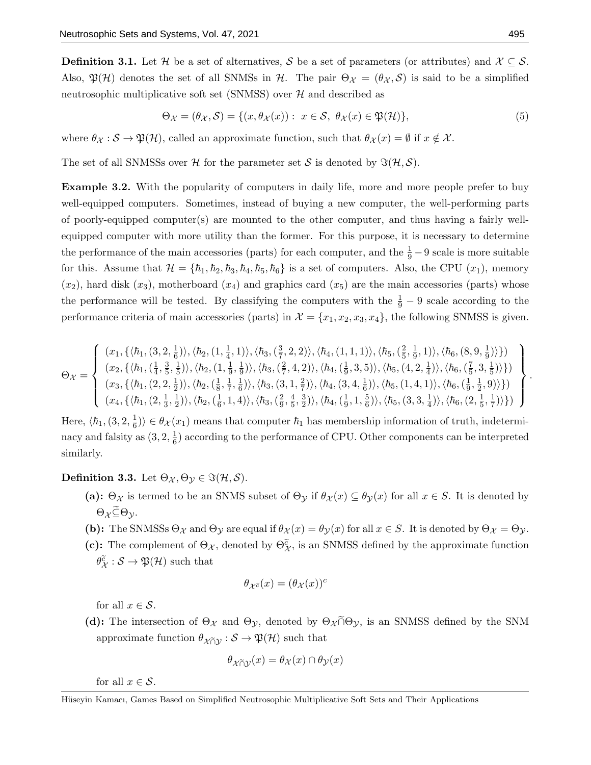**Definition 3.1.** Let $\mathcal{H}$ be a set of alternatives, $\mathcal{S}$ be a set of parameters (or attributes) and $\mathcal{X} \subseteq \mathcal{S}$. Also, $\mathfrak{P}(\mathcal{H})$ denotes the set of all SNMSs in $\mathcal{H}$. The pair $\Theta_{\mathcal{X}} = (\theta_{\mathcal{X}}, \mathcal{S})$ is said to be a simplified neutrosophic multiplicative soft set (SNMSS) over $\mathcal{H}$ and described as

$$\Theta_{\mathcal{X}} = (\theta_{\mathcal{X}}, \mathcal{S}) = \{(x, \theta_{\mathcal{X}}(x)) : \ x \in \mathcal{S}, \ \theta_{\mathcal{X}}(x) \in \mathfrak{P}(\mathcal{H})\}, \tag{5}$$

where $\theta_{\mathcal{X}} : \mathcal{S} \to \mathfrak{P}(\mathcal{H})$, called an approximate function, such that $\theta_{\mathcal{X}}(x) = \emptyset$ if $x \notin \mathcal{X}$.

The set of all SNMSSs over $\mathcal{H}$ for the parameter set $\mathcal{S}$ is denoted by $\Im(\mathcal{H}, \mathcal{S})$.

**Example 3.2.** With the popularity of computers in daily life, more and more people prefer to buy well-equipped computers. Sometimes, instead of buying a new computer, the well-performing parts of poorly-equipped computer(s) are mounted to the other computer, and thus having a fairly well-equipped computer with more utility than the former. For this purpose, it is necessary to determine the performance of the main accessories (parts) for each computer, and the $\frac{1}{9} - 9$ scale is more suitable for this. Assume that $\mathcal{H} = \{\hbar_1, \hbar_2, \hbar_3, \hbar_4, \hbar_5, \hbar_6\}$ is a set of computers. Also, the CPU ($x_1$), memory ($x_2$), hard disk ($x_3$), motherboard ($x_4$) and graphics card ($x_5$) are the main accessories (parts) whose the performance will be tested. By classifying the computers with the $\frac{1}{9} - 9$ scale according to the performance criteria of main accessories (parts) in $\mathcal{X} = \{x_1, x_2, x_3, x_4\}$, the following SNMSS is given.

$$\Theta_{\mathcal{X}} = \left\{ \begin{array}{l} (x_1, \{\langle \hbar_1, (3, 2, \frac{1}{6}) \rangle, \langle \hbar_2, (1, \frac{1}{4}, 1) \rangle, \langle \hbar_3, (\frac{3}{7}, 2, 2) \rangle, \langle \hbar_4, (1, 1, 1) \rangle, \langle \hbar_5, (\frac{2}{5}, \frac{1}{9}, 1) \rangle, \langle \hbar_6, (8, 9, \frac{1}{9}) \rangle\}) \\ (x_2, \{\langle \hbar_1, (\frac{1}{4}, \frac{3}{5}, \frac{1}{5}) \rangle, \langle \hbar_2, (1, \frac{1}{9}, \frac{1}{9}) \rangle, \langle \hbar_3, (\frac{2}{7}, 4, 2) \rangle, \langle \hbar_4, (\frac{1}{9}, 3, 5) \rangle, \langle \hbar_5, (4, 2, \frac{1}{4}) \rangle, \langle \hbar_6, (\frac{7}{5}, 3, \frac{1}{5}) \rangle\}) \\ (x_3, \{\langle \hbar_1, (2, 2, \frac{1}{2}) \rangle, \langle \hbar_2, (\frac{1}{8}, \frac{1}{7}, \frac{1}{6}) \rangle, \langle \hbar_3, (3, 1, \frac{2}{7}) \rangle, \langle \hbar_4, (3, 4, \frac{1}{6}) \rangle, \langle \hbar_5, (1, 4, 1) \rangle, \langle \hbar_6, (\frac{1}{9}, \frac{1}{2}, 9) \rangle\}) \\ (x_4, \{\langle \hbar_1, (2, \frac{1}{3}, \frac{1}{2}) \rangle, \langle \hbar_2, (\frac{1}{6}, 1, 4) \rangle, \langle \hbar_3, (\frac{2}{9}, \frac{4}{5}, \frac{3}{2}) \rangle, \langle \hbar_4, (\frac{1}{9}, 1, \frac{5}{6}) \rangle, \langle \hbar_5, (3, 3, \frac{1}{4}) \rangle, \langle \hbar_6, (2, \frac{1}{5}, \frac{1}{7}) \rangle\}) \end{array} \right\}.$$

Here, $\langle \hbar_1, (3, 2, \frac{1}{6}) \rangle \in \theta_{\mathcal{X}}(x_1)$ means that computer $\hbar_1$ has membership information of truth, indeterminacy and falsity as $(3, 2, \frac{1}{6})$ according to the performance of CPU. Other components can be interpreted similarly.

**Definition 3.3.** Let $\Theta_{\mathcal{X}}, \Theta_{\mathcal{Y}} \in \Im(\mathcal{H}, \mathcal{S})$.

- **(a):** $\Theta_{\mathcal{X}}$ is termed to be an SNMS subset of $\Theta_{\mathcal{Y}}$ if $\theta_{\mathcal{X}}(x) \subseteq \theta_{\mathcal{Y}}(x)$ for all $x \in S$. It is denoted by $\Theta_{\mathcal{X}} \widetilde{\subseteq} \Theta_{\mathcal{Y}}$.
- **(b):** The SNMSSs $\Theta_{\mathcal{X}}$ and $\Theta_{\mathcal{Y}}$ are equal if $\theta_{\mathcal{X}}(x) = \theta_{\mathcal{Y}}(x)$ for all $x \in S$. It is denoted by $\Theta_{\mathcal{X}} = \Theta_{\mathcal{Y}}$.
- **(c):** The complement of $\Theta_{\mathcal{X}}$, denoted by $\Theta_{\mathcal{X}}^{\widetilde{c}}$, is an SNMSS defined by the approximate function $\theta_{\mathcal{X}}^{\widetilde{c}} : \mathcal{S} \to \mathfrak{P}(\mathcal{H})$ such that

$$\theta_{\mathcal{X}^{\widetilde{c}}}(x) = (\theta_{\mathcal{X}}(x))^c$$

for all $x \in \mathcal{S}$.

- **(d):** The intersection of $\Theta_{\mathcal{X}}$ and $\Theta_{\mathcal{Y}}$, denoted by $\Theta_{\mathcal{X}} \widetilde{\cap} \Theta_{\mathcal{Y}}$, is an SNMSS defined by the SNM approximate function $\theta_{\mathcal{X} \widetilde{\cap} \mathcal{Y}} : \mathcal{S} \to \mathfrak{P}(\mathcal{H})$ such that

$$\theta_{\mathcal{X} \widetilde{\cap} \mathcal{Y}}(x) = \theta_{\mathcal{X}}(x) \cap \theta_{\mathcal{Y}}(x)$$

for all $x \in \mathcal{S}$.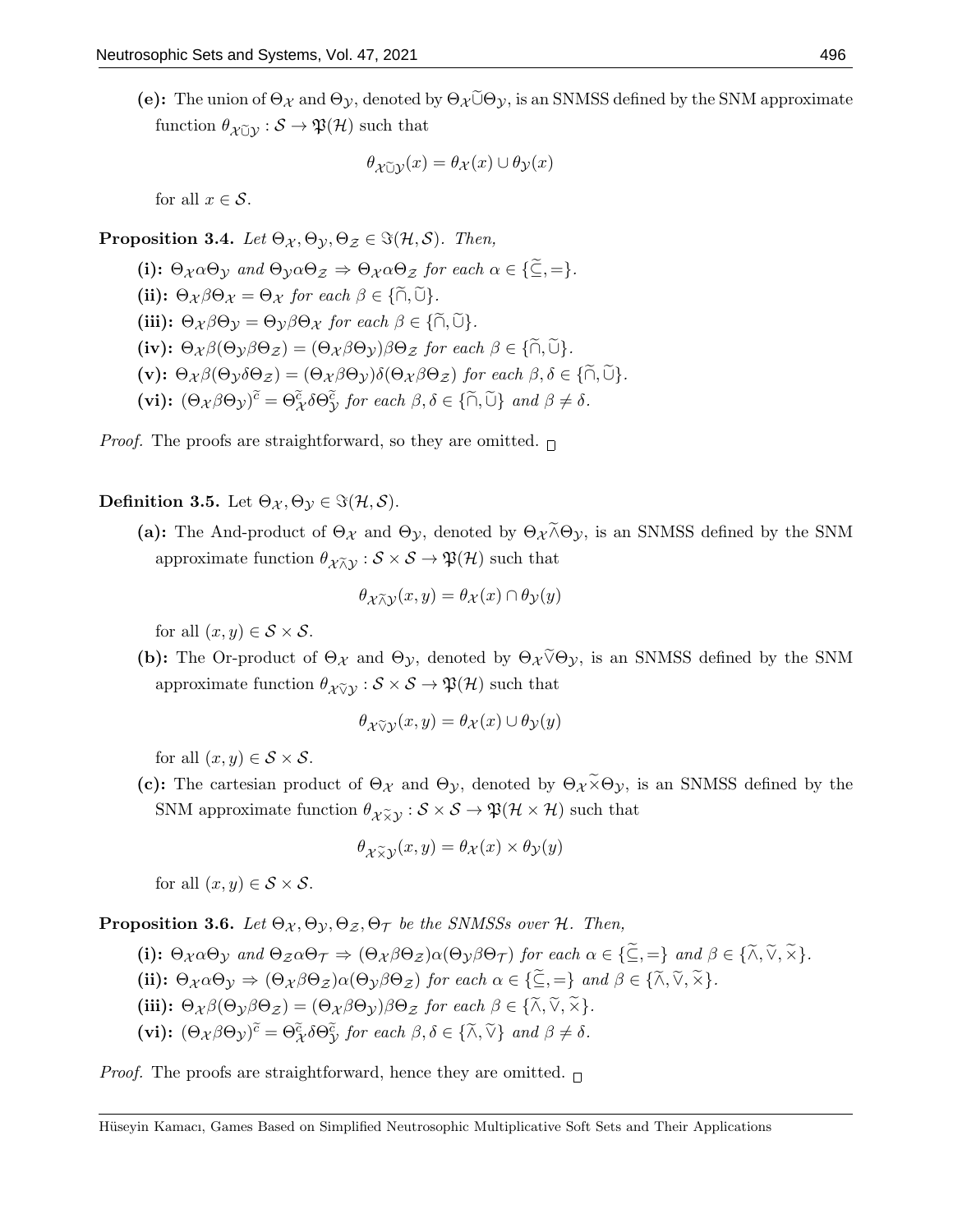**(e):** The union of $\Theta_{\mathcal{X}}$ and $\Theta_{\mathcal{Y}}$, denoted by $\Theta_{\mathcal{X}}\widetilde{\cup}\Theta_{\mathcal{Y}}$, is an SNMSS defined by the SNM approximate function $\theta_{\mathcal{X}\widetilde{\cup}\mathcal{Y}} : \mathcal{S} \to \mathfrak{P}(\mathcal{H})$ such that

$$\theta_{\mathcal{X}\widetilde{\cup}\mathcal{Y}}(x) = \theta_{\mathcal{X}}(x) \cup \theta_{\mathcal{Y}}(x)$$

for all $x \in \mathcal{S}$.

**Proposition 3.4.** *Let $\Theta_{\mathcal{X}}, \Theta_{\mathcal{Y}}, \Theta_{\mathcal{Z}} \in \Im(\mathcal{H}, \mathcal{S})$. Then,*

**(i):** $\Theta_{\mathcal{X}}\alpha\Theta_{\mathcal{Y}}$ *and* $\Theta_{\mathcal{Y}}\alpha\Theta_{\mathcal{Z}} \Rightarrow \Theta_{\mathcal{X}}\alpha\Theta_{\mathcal{Z}}$ *for each* $\alpha \in \{\widetilde{\subseteq}, =\}$.

**(ii):** $\Theta_{\mathcal{X}}\beta\Theta_{\mathcal{X}} = \Theta_{\mathcal{X}}$ *for each* $\beta \in \{\widetilde{\cap}, \widetilde{\cup}\}$.

**(iii):** $\Theta_{\mathcal{X}}\beta\Theta_{\mathcal{Y}} = \Theta_{\mathcal{Y}}\beta\Theta_{\mathcal{X}}$ *for each* $\beta \in \{\widetilde{\cap}, \widetilde{\cup}\}$.

**(iv):** $\Theta_{\mathcal{X}}\beta(\Theta_{\mathcal{Y}}\beta\Theta_{\mathcal{Z}}) = (\Theta_{\mathcal{X}}\beta\Theta_{\mathcal{Y}})\beta\Theta_{\mathcal{Z}}$ *for each* $\beta \in \{\widetilde{\cap}, \widetilde{\cup}\}$.

**(v):** $\Theta_{\mathcal{X}}\beta(\Theta_{\mathcal{Y}}\delta\Theta_{\mathcal{Z}}) = (\Theta_{\mathcal{X}}\beta\Theta_{\mathcal{Y}})\delta(\Theta_{\mathcal{X}}\beta\Theta_{\mathcal{Z}})$ *for each* $\beta, \delta \in \{\widetilde{\cap}, \widetilde{\cup}\}$.

**(vi):** $(\Theta_{\mathcal{X}}\beta\Theta_{\mathcal{Y}})^{\widetilde{c}} = \Theta_{\mathcal{X}}^{\widetilde{c}}\delta\Theta_{\mathcal{Y}}^{\widetilde{c}}$ *for each* $\beta, \delta \in \{\widetilde{\cap}, \widetilde{\cup}\}$ *and* $\beta \neq \delta$.

*Proof.* The proofs are straightforward, so they are omitted. □

**Definition 3.5.** Let $\Theta_{\mathcal{X}}, \Theta_{\mathcal{Y}} \in \Im(\mathcal{H}, \mathcal{S})$.

**(a):** The And-product of $\Theta_{\mathcal{X}}$ and $\Theta_{\mathcal{Y}}$, denoted by $\Theta_{\mathcal{X}}\widetilde{\wedge}\Theta_{\mathcal{Y}}$, is an SNMSS defined by the SNM approximate function $\theta_{\mathcal{X}\widetilde{\wedge}\mathcal{Y}} : \mathcal{S} \times \mathcal{S} \to \mathfrak{P}(\mathcal{H})$ such that

$$\theta_{\mathcal{X}\widetilde{\wedge}\mathcal{Y}}(x, y) = \theta_{\mathcal{X}}(x) \cap \theta_{\mathcal{Y}}(y)$$

for all $(x, y) \in \mathcal{S} \times \mathcal{S}$.

**(b):** The Or-product of $\Theta_{\mathcal{X}}$ and $\Theta_{\mathcal{Y}}$, denoted by $\Theta_{\mathcal{X}}\widetilde{\vee}\Theta_{\mathcal{Y}}$, is an SNMSS defined by the SNM approximate function $\theta_{\mathcal{X}\widetilde{\vee}\mathcal{Y}} : \mathcal{S} \times \mathcal{S} \to \mathfrak{P}(\mathcal{H})$ such that

$$\theta_{\mathcal{X}\widetilde{\vee}\mathcal{Y}}(x, y) = \theta_{\mathcal{X}}(x) \cup \theta_{\mathcal{Y}}(y)$$

for all $(x, y) \in \mathcal{S} \times \mathcal{S}$.

**(c):** The cartesian product of $\Theta_{\mathcal{X}}$ and $\Theta_{\mathcal{Y}}$, denoted by $\Theta_{\mathcal{X}}\widetilde{\times}\Theta_{\mathcal{Y}}$, is an SNMSS defined by the SNM approximate function $\theta_{\mathcal{X}\widetilde{\times}\mathcal{Y}} : \mathcal{S} \times \mathcal{S} \to \mathfrak{P}(\mathcal{H} \times \mathcal{H})$ such that

$$\theta_{\mathcal{X}\widetilde{\times}\mathcal{Y}}(x, y) = \theta_{\mathcal{X}}(x) \times \theta_{\mathcal{Y}}(y)$$

for all $(x, y) \in \mathcal{S} \times \mathcal{S}$.

**Proposition 3.6.** *Let $\Theta_{\mathcal{X}}, \Theta_{\mathcal{Y}}, \Theta_{\mathcal{Z}}, \Theta_{\mathcal{T}}$ be the SNMSSs over $\mathcal{H}$. Then,*

**(i):** $\Theta_{\mathcal{X}}\alpha\Theta_{\mathcal{Y}}$ *and* $\Theta_{\mathcal{Z}}\alpha\Theta_{\mathcal{T}} \Rightarrow (\Theta_{\mathcal{X}}\beta\Theta_{\mathcal{Z}})\alpha(\Theta_{\mathcal{Y}}\beta\Theta_{\mathcal{T}})$ *for each* $\alpha \in \{\widetilde{\subseteq}, =\}$ *and* $\beta \in \{\widetilde{\wedge}, \widetilde{\vee}, \widetilde{\times}\}$.

**(ii):** $\Theta_{\mathcal{X}}\alpha\Theta_{\mathcal{Y}} \Rightarrow (\Theta_{\mathcal{X}}\beta\Theta_{\mathcal{Z}})\alpha(\Theta_{\mathcal{Y}}\beta\Theta_{\mathcal{Z}})$ *for each* $\alpha \in \{\widetilde{\subseteq}, =\}$ *and* $\beta \in \{\widetilde{\wedge}, \widetilde{\vee}, \widetilde{\times}\}$.

**(iii):** $\Theta_{\mathcal{X}}\beta(\Theta_{\mathcal{Y}}\beta\Theta_{\mathcal{Z}}) = (\Theta_{\mathcal{X}}\beta\Theta_{\mathcal{Y}})\beta\Theta_{\mathcal{Z}}$ *for each* $\beta \in \{\widetilde{\wedge}, \widetilde{\vee}, \widetilde{\times}\}$.

**(vi):** $(\Theta_{\mathcal{X}}\beta\Theta_{\mathcal{Y}})^{\widetilde{c}} = \Theta_{\mathcal{X}}^{\widetilde{c}}\delta\Theta_{\mathcal{Y}}^{\widetilde{c}}$ *for each* $\beta, \delta \in \{\widetilde{\wedge}, \widetilde{\vee}\}$ *and* $\beta \neq \delta$.

*Proof.* The proofs are straightforward, hence they are omitted. □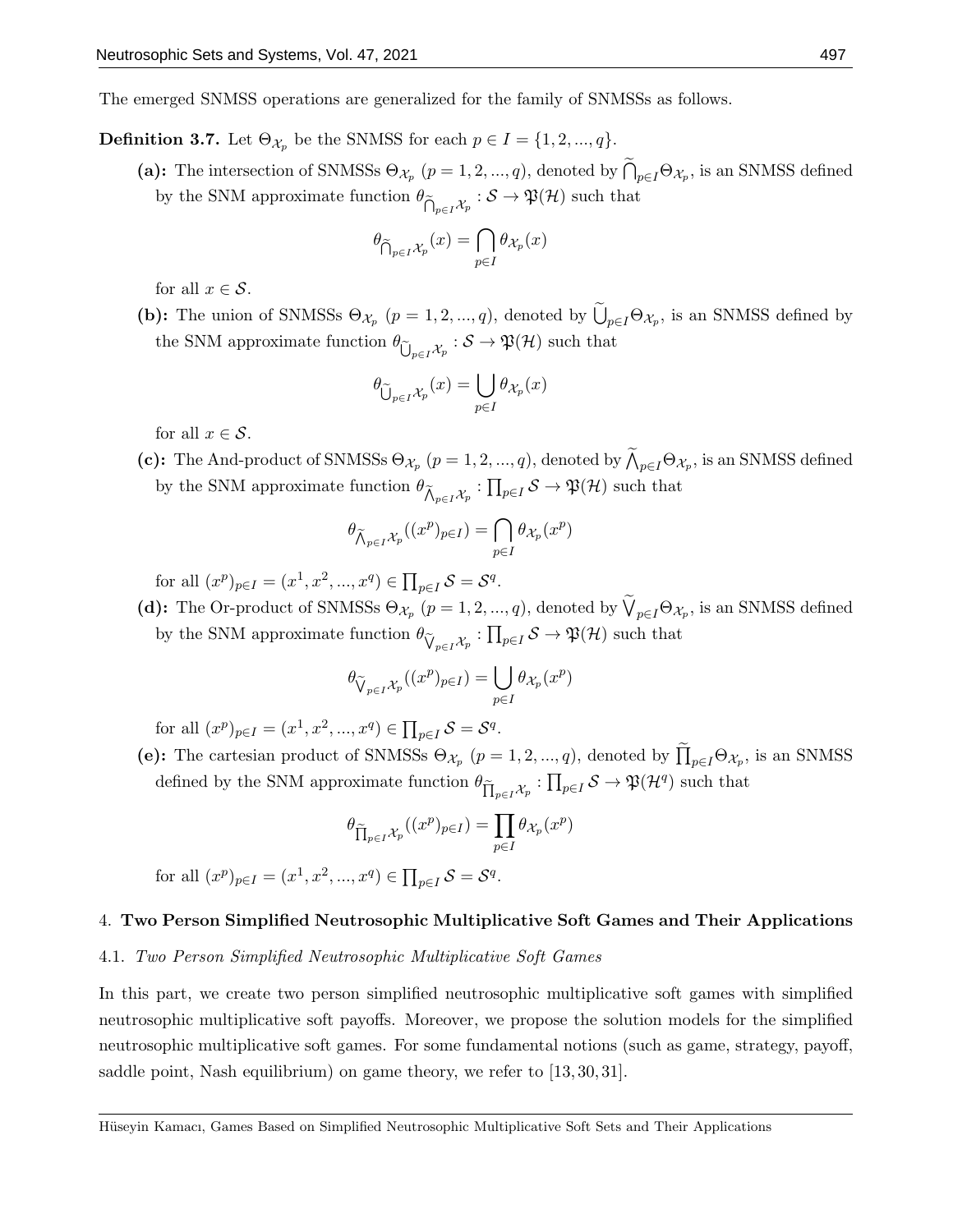The emerged SNMSS operations are generalized for the family of SNMSSs as follows.

**Definition 3.7.** Let $\Theta_{\mathcal{X}_p}$ be the SNMSS for each $p \in I = \{1, 2, ..., q\}$.

- **(a):** The intersection of SNMSSs $\Theta_{\mathcal{X}_p}$ $(p = 1, 2, ..., q)$, denoted by $\widetilde{\bigcap}_{p\in I}\Theta_{\mathcal{X}_p}$, is an SNMSS defined by the SNM approximate function $\theta_{\widetilde{\bigcap}_{p\in I}\mathcal{X}_p} : \mathcal{S} \to \mathfrak{P}(\mathcal{H})$ such that

$$\theta_{\widetilde{\bigcap}_{p\in I}\mathcal{X}_p}(x) = \bigcap_{p\in I}\theta_{\mathcal{X}_p}(x)$$

for all $x \in \mathcal{S}$.

- **(b):** The union of SNMSSs $\Theta_{\mathcal{X}_p}$ $(p = 1, 2, ..., q)$, denoted by $\widetilde{\bigcup}_{p\in I}\Theta_{\mathcal{X}_p}$, is an SNMSS defined by the SNM approximate function $\theta_{\widetilde{\bigcup}_{p\in I}\mathcal{X}_p} : \mathcal{S} \to \mathfrak{P}(\mathcal{H})$ such that

$$\theta_{\widetilde{\bigcup}_{p\in I}\mathcal{X}_p}(x) = \bigcup_{p\in I}\theta_{\mathcal{X}_p}(x)$$

for all $x \in \mathcal{S}$.

- **(c):** The And-product of SNMSSs $\Theta_{\mathcal{X}_p}$ $(p = 1, 2, ..., q)$, denoted by $\widetilde{\bigwedge}_{p\in I}\Theta_{\mathcal{X}_p}$, is an SNMSS defined by the SNM approximate function $\theta_{\widetilde{\bigwedge}_{p\in I}\mathcal{X}_p} : \prod_{p\in I}\mathcal{S} \to \mathfrak{P}(\mathcal{H})$ such that

$$\theta_{\widetilde{\bigwedge}_{p\in I}\mathcal{X}_p}((x^p)_{p\in I}) = \bigcap_{p\in I}\theta_{\mathcal{X}_p}(x^p)$$

for all $(x^p)_{p\in I} = (x^1, x^2, ..., x^q) \in \prod_{p\in I}\mathcal{S} = \mathcal{S}^q$.

- **(d):** The Or-product of SNMSSs $\Theta_{\mathcal{X}_p}$ $(p = 1, 2, ..., q)$, denoted by $\widetilde{\bigvee}_{p\in I}\Theta_{\mathcal{X}_p}$, is an SNMSS defined by the SNM approximate function $\theta_{\widetilde{\bigvee}_{p\in I}\mathcal{X}_p} : \prod_{p\in I}\mathcal{S} \to \mathfrak{P}(\mathcal{H})$ such that

$$\theta_{\widetilde{\bigvee}_{p\in I}\mathcal{X}_p}((x^p)_{p\in I}) = \bigcup_{p\in I}\theta_{\mathcal{X}_p}(x^p)$$

for all $(x^p)_{p\in I} = (x^1, x^2, ..., x^q) \in \prod_{p\in I}\mathcal{S} = \mathcal{S}^q$.

- **(e):** The cartesian product of SNMSSs $\Theta_{\mathcal{X}_p}$ $(p = 1, 2, ..., q)$, denoted by $\widetilde{\prod}_{p\in I}\Theta_{\mathcal{X}_p}$, is an SNMSS defined by the SNM approximate function $\theta_{\widetilde{\prod}_{p\in I}\mathcal{X}_p} : \prod_{p\in I}\mathcal{S} \to \mathfrak{P}(\mathcal{H}^q)$ such that

$$\theta_{\widetilde{\prod}_{p\in I}\mathcal{X}_p}((x^p)_{p\in I}) = \prod_{p\in I}\theta_{\mathcal{X}_p}(x^p)$$

for all $(x^p)_{p\in I} = (x^1, x^2, ..., x^q) \in \prod_{p\in I}\mathcal{S} = \mathcal{S}^q$.

## 4. Two Person Simplified Neutrosophic Multiplicative Soft Games and Their Applications

### 4.1. *Two Person Simplified Neutrosophic Multiplicative Soft Games*

In this part, we create two person simplified neutrosophic multiplicative soft games with simplified neutrosophic multiplicative soft payoffs. Moreover, we propose the solution models for the simplified neutrosophic multiplicative soft games. For some fundamental notions (such as game, strategy, payoff, saddle point, Nash equilibrium) on game theory, we refer to [13, 30, 31].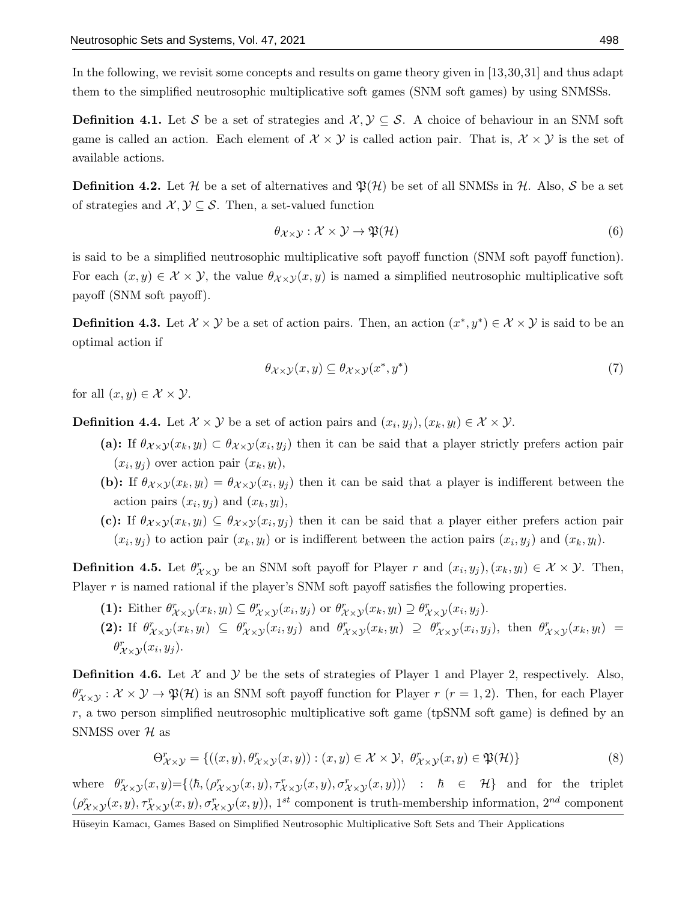In the following, we revisit some concepts and results on game theory given in [13,30,31] and thus adapt them to the simplified neutrosophic multiplicative soft games (SNM soft games) by using SNMSSs.

**Definition 4.1.** Let $\mathcal{S}$ be a set of strategies and $\mathcal{X}, \mathcal{Y} \subseteq \mathcal{S}$. A choice of behaviour in an SNM soft game is called an action. Each element of $\mathcal{X} \times \mathcal{Y}$ is called action pair. That is, $\mathcal{X} \times \mathcal{Y}$ is the set of available actions.

**Definition 4.2.** Let $\mathcal{H}$ be a set of alternatives and $\mathfrak{P}(\mathcal{H})$ be set of all SNMSs in $\mathcal{H}$. Also, $\mathcal{S}$ be a set of strategies and $\mathcal{X}, \mathcal{Y} \subseteq \mathcal{S}$. Then, a set-valued function

$$\theta_{\mathcal{X}\times\mathcal{Y}} : \mathcal{X} \times \mathcal{Y} \to \mathfrak{P}(\mathcal{H}) \tag{6}$$

is said to be a simplified neutrosophic multiplicative soft payoff function (SNM soft payoff function). For each $(x, y) \in \mathcal{X} \times \mathcal{Y}$, the value $\theta_{\mathcal{X}\times\mathcal{Y}}(x, y)$ is named a simplified neutrosophic multiplicative soft payoff (SNM soft payoff).

**Definition 4.3.** Let $\mathcal{X} \times \mathcal{Y}$ be a set of action pairs. Then, an action $(x^*, y^*) \in \mathcal{X} \times \mathcal{Y}$ is said to be an optimal action if

$$\theta_{\mathcal{X}\times\mathcal{Y}}(x, y) \subseteq \theta_{\mathcal{X}\times\mathcal{Y}}(x^*, y^*) \tag{7}$$

for all $(x, y) \in \mathcal{X} \times \mathcal{Y}$.

**Definition 4.4.** Let $\mathcal{X} \times \mathcal{Y}$ be a set of action pairs and $(x_i, y_j), (x_k, y_l) \in \mathcal{X} \times \mathcal{Y}$.

- **(a):** If $\theta_{\mathcal{X}\times\mathcal{Y}}(x_k, y_l) \subset \theta_{\mathcal{X}\times\mathcal{Y}}(x_i, y_j)$ then it can be said that a player strictly prefers action pair $(x_i, y_j)$ over action pair $(x_k, y_l)$,
- **(b):** If $\theta_{\mathcal{X}\times\mathcal{Y}}(x_k, y_l) = \theta_{\mathcal{X}\times\mathcal{Y}}(x_i, y_j)$ then it can be said that a player is indifferent between the action pairs $(x_i, y_j)$ and $(x_k, y_l)$,
- **(c):** If $\theta_{\mathcal{X}\times\mathcal{Y}}(x_k, y_l) \subseteq \theta_{\mathcal{X}\times\mathcal{Y}}(x_i, y_j)$ then it can be said that a player either prefers action pair $(x_i, y_j)$ to action pair $(x_k, y_l)$ or is indifferent between the action pairs $(x_i, y_j)$ and $(x_k, y_l)$.

**Definition 4.5.** Let $\theta^r_{\mathcal{X}\times\mathcal{Y}}$ be an SNM soft payoff for Player $r$ and $(x_i, y_j), (x_k, y_l) \in \mathcal{X} \times \mathcal{Y}$. Then, Player $r$ is named rational if the player's SNM soft payoff satisfies the following properties.

- **(1):** Either $\theta^r_{\mathcal{X}\times\mathcal{Y}}(x_k, y_l) \subseteq \theta^r_{\mathcal{X}\times\mathcal{Y}}(x_i, y_j)$ or $\theta^r_{\mathcal{X}\times\mathcal{Y}}(x_k, y_l) \supseteq \theta^r_{\mathcal{X}\times\mathcal{Y}}(x_i, y_j)$.
- **(2):** If $\theta^r_{\mathcal{X}\times\mathcal{Y}}(x_k, y_l) \subseteq \theta^r_{\mathcal{X}\times\mathcal{Y}}(x_i, y_j)$ and $\theta^r_{\mathcal{X}\times\mathcal{Y}}(x_k, y_l) \supseteq \theta^r_{\mathcal{X}\times\mathcal{Y}}(x_i, y_j)$, then $\theta^r_{\mathcal{X}\times\mathcal{Y}}(x_k, y_l) = \theta^r_{\mathcal{X}\times\mathcal{Y}}(x_i, y_j)$.

**Definition 4.6.** Let $\mathcal{X}$ and $\mathcal{Y}$ be the sets of strategies of Player 1 and Player 2, respectively. Also, $\theta^r_{\mathcal{X}\times\mathcal{Y}} : \mathcal{X} \times \mathcal{Y} \to \mathfrak{P}(\mathcal{H})$ is an SNM soft payoff function for Player $r$ $(r = 1, 2)$. Then, for each Player $r$, a two person simplified neutrosophic multiplicative soft game (tpSNM soft game) is defined by an SNMSS over $\mathcal{H}$ as

$$\Theta^r_{\mathcal{X}\times\mathcal{Y}} = \{((x, y), \theta^r_{\mathcal{X}\times\mathcal{Y}}(x, y)) : (x, y) \in \mathcal{X} \times \mathcal{Y},\ \theta^r_{\mathcal{X}\times\mathcal{Y}}(x, y) \in \mathfrak{P}(\mathcal{H})\} \tag{8}$$

where $\theta^r_{\mathcal{X}\times\mathcal{Y}}(x, y) = \{\langle \hbar, (\rho^r_{\mathcal{X}\times\mathcal{Y}}(x, y), \tau^r_{\mathcal{X}\times\mathcal{Y}}(x, y), \sigma^r_{\mathcal{X}\times\mathcal{Y}}(x, y))\rangle : \hbar \in \mathcal{H}\}$ and for the triplet $(\rho^r_{\mathcal{X}\times\mathcal{Y}}(x, y), \tau^r_{\mathcal{X}\times\mathcal{Y}}(x, y), \sigma^r_{\mathcal{X}\times\mathcal{Y}}(x, y))$, $1^{st}$ component is truth-membership information, $2^{nd}$ component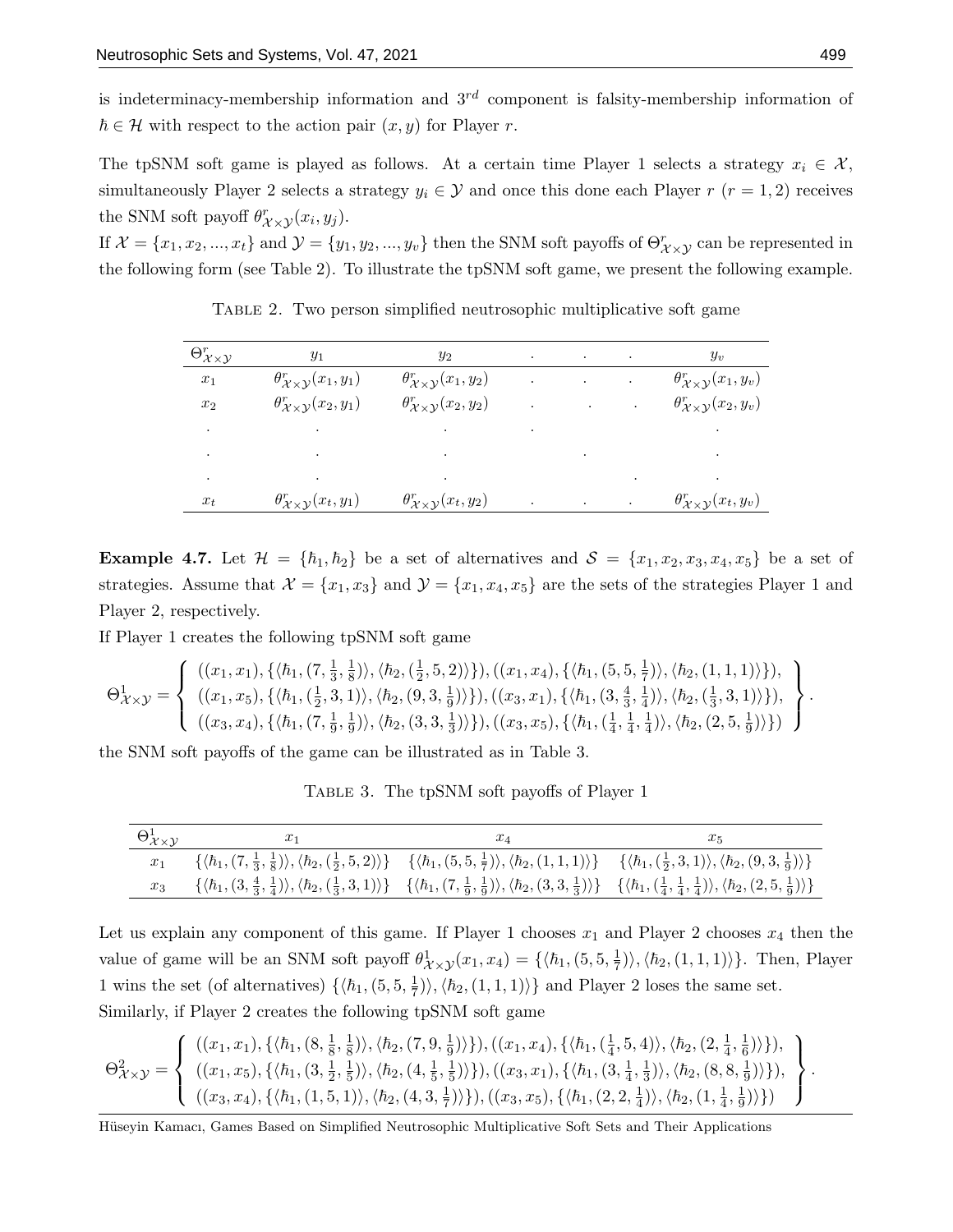is indeterminacy-membership information and $3^{rd}$ component is falsity-membership information of $\hbar \in \mathcal{H}$ with respect to the action pair $(x, y)$ for Player $r$.

The tpSNM soft game is played as follows. At a certain time Player 1 selects a strategy $x_i \in \mathcal{X}$, simultaneously Player 2 selects a strategy $y_i \in \mathcal{Y}$ and once this done each Player $r$ $(r = 1, 2)$ receives the SNM soft payoff $\theta^r_{\mathcal{X}\times\mathcal{Y}}(x_i, y_j)$.

If $\mathcal{X} = \{x_1, x_2, ..., x_t\}$ and $\mathcal{Y} = \{y_1, y_2, ..., y_v\}$ then the SNM soft payoffs of $\Theta^r_{\mathcal{X}\times\mathcal{Y}}$ can be represented in the following form (see Table 2). To illustrate the tpSNM soft game, we present the following example.

Table 2. Two person simplified neutrosophic multiplicative soft game

| $\Theta^r_{\mathcal{X}\times\mathcal{Y}}$ | $y_1$ | $y_2$ | . | . | . | $y_v$ |
|---|---|---|---|---|---|---|
| $x_1$ | $\theta^r_{\mathcal{X}\times\mathcal{Y}}(x_1, y_1)$ | $\theta^r_{\mathcal{X}\times\mathcal{Y}}(x_1, y_2)$ | . | . | . | $\theta^r_{\mathcal{X}\times\mathcal{Y}}(x_1, y_v)$ |
| $x_2$ | $\theta^r_{\mathcal{X}\times\mathcal{Y}}(x_2, y_1)$ | $\theta^r_{\mathcal{X}\times\mathcal{Y}}(x_2, y_2)$ | . | . | . | $\theta^r_{\mathcal{X}\times\mathcal{Y}}(x_2, y_v)$ |
| . | . | . | . | | | . |
| . | . | . | | . | | . |
| . | . | . | | | . | . |
| $x_t$ | $\theta^r_{\mathcal{X}\times\mathcal{Y}}(x_t, y_1)$ | $\theta^r_{\mathcal{X}\times\mathcal{Y}}(x_t, y_2)$ | . | . | . | $\theta^r_{\mathcal{X}\times\mathcal{Y}}(x_t, y_v)$ |

**Example 4.7.** Let $\mathcal{H} = \{\hbar_1, \hbar_2\}$ be a set of alternatives and $\mathcal{S} = \{x_1, x_2, x_3, x_4, x_5\}$ be a set of strategies. Assume that $\mathcal{X} = \{x_1, x_3\}$ and $\mathcal{Y} = \{x_1, x_4, x_5\}$ are the sets of the strategies Player 1 and Player 2, respectively.

If Player 1 creates the following tpSNM soft game

$$\Theta^1_{\mathcal{X}\times\mathcal{Y}} = \left\{ \begin{array}{l} ((x_1, x_1), \{\langle \hbar_1, (7, \frac{1}{3}, \frac{1}{8})\rangle, \langle \hbar_2, (\frac{1}{2}, 5, 2)\rangle\}), ((x_1, x_4), \{\langle \hbar_1, (5, 5, \frac{1}{7})\rangle, \langle \hbar_2, (1, 1, 1)\rangle\}), \\ ((x_1, x_5), \{\langle \hbar_1, (\frac{1}{2}, 3, 1)\rangle, \langle \hbar_2, (9, 3, \frac{1}{9})\rangle\}), ((x_3, x_1), \{\langle \hbar_1, (3, \frac{4}{3}, \frac{1}{4})\rangle, \langle \hbar_2, (\frac{1}{3}, 3, 1)\rangle\}), \\ ((x_3, x_4), \{\langle \hbar_1, (7, \frac{1}{9}, \frac{1}{9})\rangle, \langle \hbar_2, (3, 3, \frac{1}{3})\rangle\}), ((x_3, x_5), \{\langle \hbar_1, (\frac{1}{4}, \frac{1}{4}, \frac{1}{4})\rangle, \langle \hbar_2, (2, 5, \frac{1}{9})\rangle\}) \end{array} \right\}.$$

the SNM soft payoffs of the game can be illustrated as in Table 3.

Table 3. The tpSNM soft payoffs of Player 1

| $\Theta^1_{\mathcal{X}\times\mathcal{Y}}$ | $x_1$ | $x_4$ | $x_5$ |
|---|---|---|---|
| $x_1$ | $\{\langle \hbar_1, (7, \frac{1}{3}, \frac{1}{8})\rangle, \langle \hbar_2, (\frac{1}{2}, 5, 2)\rangle\}$ | $\{\langle \hbar_1, (5, 5, \frac{1}{7})\rangle, \langle \hbar_2, (1, 1, 1)\rangle\}$ | $\{\langle \hbar_1, (\frac{1}{2}, 3, 1)\rangle, \langle \hbar_2, (9, 3, \frac{1}{9})\rangle\}$ |
| $x_3$ | $\{\langle \hbar_1, (3, \frac{4}{3}, \frac{1}{4})\rangle, \langle \hbar_2, (\frac{1}{3}, 3, 1)\rangle\}$ | $\{\langle \hbar_1, (7, \frac{1}{9}, \frac{1}{9})\rangle, \langle \hbar_2, (3, 3, \frac{1}{3})\rangle\}$ | $\{\langle \hbar_1, (\frac{1}{4}, \frac{1}{4}, \frac{1}{4})\rangle, \langle \hbar_2, (2, 5, \frac{1}{9})\rangle\}$ |

Let us explain any component of this game. If Player 1 chooses $x_1$ and Player 2 chooses $x_4$ then the value of game will be an SNM soft payoff $\theta^1_{\mathcal{X}\times\mathcal{Y}}(x_1, x_4) = \{\langle \hbar_1, (5, 5, \frac{1}{7})\rangle, \langle \hbar_2, (1, 1, 1)\rangle\}$. Then, Player 1 wins the set (of alternatives) $\{\langle \hbar_1, (5, 5, \frac{1}{7})\rangle, \langle \hbar_2, (1, 1, 1)\rangle\}$ and Player 2 loses the same set.

Similarly, if Player 2 creates the following tpSNM soft game

$$\Theta^2_{\mathcal{X}\times\mathcal{Y}} = \left\{ \begin{array}{l} ((x_1, x_1), \{\langle \hbar_1, (8, \frac{1}{8}, \frac{1}{8})\rangle, \langle \hbar_2, (7, 9, \frac{1}{9})\rangle\}), ((x_1, x_4), \{\langle \hbar_1, (\frac{1}{4}, 5, 4)\rangle, \langle \hbar_2, (2, \frac{1}{4}, \frac{1}{6})\rangle\}), \\ ((x_1, x_5), \{\langle \hbar_1, (3, \frac{1}{2}, \frac{1}{5})\rangle, \langle \hbar_2, (4, \frac{1}{5}, \frac{1}{5})\rangle\}), ((x_3, x_1), \{\langle \hbar_1, (3, \frac{1}{4}, \frac{1}{3})\rangle, \langle \hbar_2, (8, 8, \frac{1}{9})\rangle\}), \\ ((x_3, x_4), \{\langle \hbar_1, (1, 5, 1)\rangle, \langle \hbar_2, (4, 3, \frac{1}{7})\rangle\}), ((x_3, x_5), \{\langle \hbar_1, (2, 2, \frac{1}{4})\rangle, \langle \hbar_2, (1, \frac{1}{4}, \frac{1}{9})\rangle\}) \end{array} \right\}.$$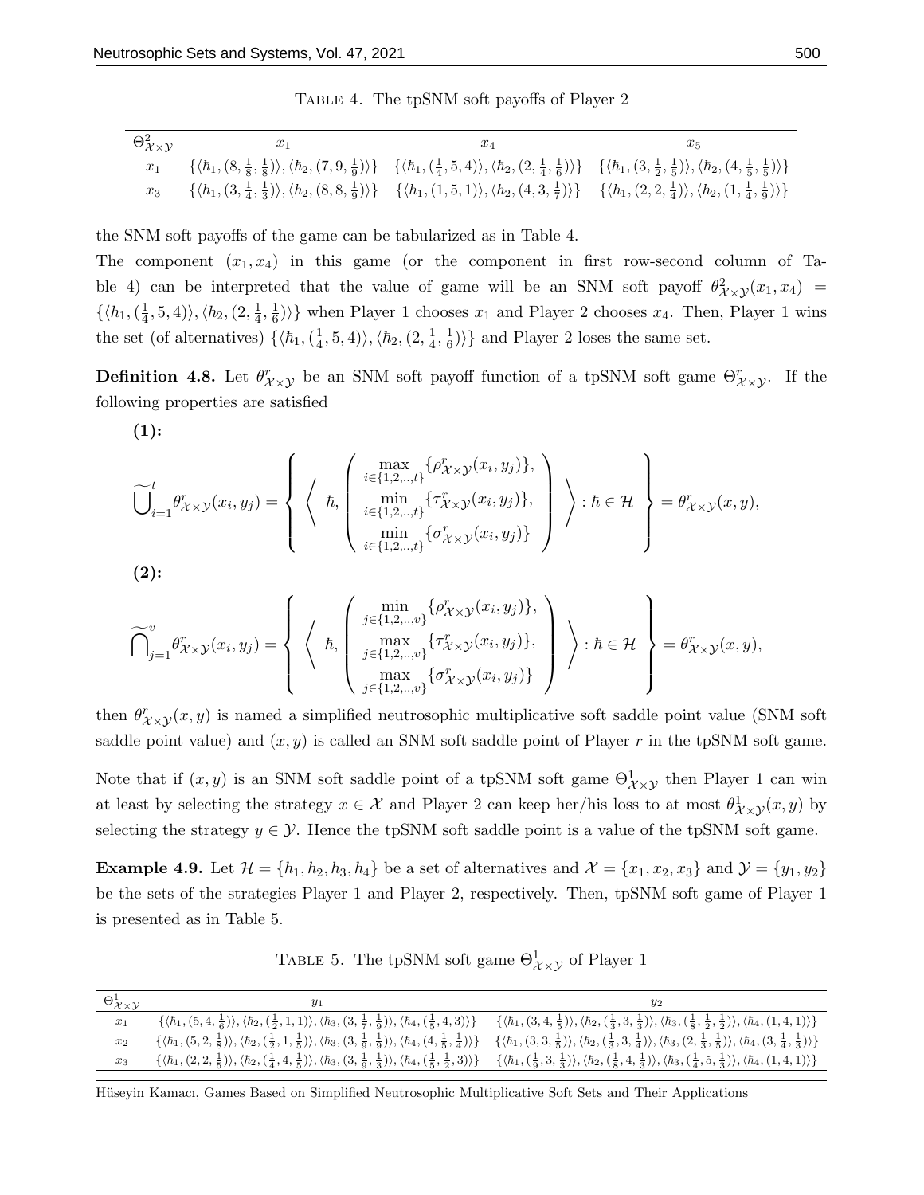TABLE 4. The tpSNM soft payoffs of Player 2

| $\Theta^2_{\mathcal{X}\times\mathcal{Y}}$ | $x_1$ | $x_4$ | $x_5$ |
|---|---|---|---|
| $x_1$ | $\{\langle\hbar_1,(8,\frac{1}{8},\frac{1}{8})\rangle,\langle\hbar_2,(7,9,\frac{1}{9})\rangle\}$ | $\{\langle\hbar_1,(\frac{1}{4},5,4)\rangle,\langle\hbar_2,(2,\frac{1}{4},\frac{1}{6})\rangle\}$ | $\{\langle\hbar_1,(3,\frac{1}{2},\frac{1}{5})\rangle,\langle\hbar_2,(4,\frac{1}{5},\frac{1}{5})\rangle\}$ |
| $x_3$ | $\{\langle\hbar_1,(3,\frac{1}{4},\frac{1}{3})\rangle,\langle\hbar_2,(8,8,\frac{1}{9})\rangle\}$ | $\{\langle\hbar_1,(1,5,1)\rangle,\langle\hbar_2,(4,3,\frac{1}{7})\rangle\}$ | $\{\langle\hbar_1,(2,2,\frac{1}{4})\rangle,\langle\hbar_2,(1,\frac{1}{4},\frac{1}{9})\rangle\}$ |

the SNM soft payoffs of the game can be tabularized as in Table 4.

The component $(x_1, x_4)$ in this game (or the component in first row-second column of Table 4) can be interpreted that the value of game will be an SNM soft payoff $\theta^2_{\mathcal{X}\times\mathcal{Y}}(x_1, x_4) = \{\langle\hbar_1,(\frac{1}{4},5,4)\rangle,\langle\hbar_2,(2,\frac{1}{4},\frac{1}{6})\rangle\}$ when Player 1 chooses $x_1$ and Player 2 chooses $x_4$. Then, Player 1 wins the set (of alternatives) $\{\langle\hbar_1,(\frac{1}{4},5,4)\rangle,\langle\hbar_2,(2,\frac{1}{4},\frac{1}{6})\rangle\}$ and Player 2 loses the same set.

**Definition 4.8.** Let $\theta^r_{\mathcal{X}\times\mathcal{Y}}$ be an SNM soft payoff function of a tpSNM soft game $\Theta^r_{\mathcal{X}\times\mathcal{Y}}$. If the following properties are satisfied

**(1):**

$$\widetilde{\bigcup}_{i=1}^{t}\theta^r_{\mathcal{X}\times\mathcal{Y}}(x_i,y_j) = \left\{ \left\langle \hbar, \begin{pmatrix} \max\limits_{i\in\{1,2,..,t\}}\{\rho^r_{\mathcal{X}\times\mathcal{Y}}(x_i,y_j)\}, \\ \min\limits_{i\in\{1,2,..,t\}}\{\tau^r_{\mathcal{X}\times\mathcal{Y}}(x_i,y_j)\}, \\ \min\limits_{i\in\{1,2,..,t\}}\{\sigma^r_{\mathcal{X}\times\mathcal{Y}}(x_i,y_j)\} \end{pmatrix} \right\rangle : \hbar\in\mathcal{H} \right\} = \theta^r_{\mathcal{X}\times\mathcal{Y}}(x,y),$$

**(2):**

$$\widetilde{\bigcap}_{j=1}^{v}\theta^r_{\mathcal{X}\times\mathcal{Y}}(x_i,y_j) = \left\{ \left\langle \hbar, \begin{pmatrix} \min\limits_{j\in\{1,2,..,v\}}\{\rho^r_{\mathcal{X}\times\mathcal{Y}}(x_i,y_j)\}, \\ \max\limits_{j\in\{1,2,..,v\}}\{\tau^r_{\mathcal{X}\times\mathcal{Y}}(x_i,y_j)\}, \\ \max\limits_{j\in\{1,2,..,v\}}\{\sigma^r_{\mathcal{X}\times\mathcal{Y}}(x_i,y_j)\} \end{pmatrix} \right\rangle : \hbar\in\mathcal{H} \right\} = \theta^r_{\mathcal{X}\times\mathcal{Y}}(x,y),$$

then $\theta^r_{\mathcal{X}\times\mathcal{Y}}(x,y)$ is named a simplified neutrosophic multiplicative soft saddle point value (SNM soft saddle point value) and $(x,y)$ is called an SNM soft saddle point of Player $r$ in the tpSNM soft game.

Note that if $(x,y)$ is an SNM soft saddle point of a tpSNM soft game $\Theta^1_{\mathcal{X}\times\mathcal{Y}}$ then Player 1 can win at least by selecting the strategy $x\in\mathcal{X}$ and Player 2 can keep her/his loss to at most $\theta^1_{\mathcal{X}\times\mathcal{Y}}(x,y)$ by selecting the strategy $y\in\mathcal{Y}$. Hence the tpSNM soft saddle point is a value of the tpSNM soft game.

**Example 4.9.** Let $\mathcal{H} = \{\hbar_1,\hbar_2,\hbar_3,\hbar_4\}$ be a set of alternatives and $\mathcal{X} = \{x_1,x_2,x_3\}$ and $\mathcal{Y} = \{y_1,y_2\}$ be the sets of the strategies Player 1 and Player 2, respectively. Then, tpSNM soft game of Player 1 is presented as in Table 5.

TABLE 5. The tpSNM soft game $\Theta^1_{\mathcal{X}\times\mathcal{Y}}$ of Player 1

| $\Theta^1_{\mathcal{X}\times\mathcal{Y}}$ | $y_1$ | $y_2$ |
|---|---|---|
| $x_1$ | $\{\langle\hbar_1,(5,4,\frac{1}{6})\rangle,\langle\hbar_2,(\frac{1}{2},1,1)\rangle,\langle\hbar_3,(3,\frac{1}{7},\frac{1}{9})\rangle,\langle\hbar_4,(\frac{1}{5},4,3)\rangle\}$ | $\{\langle\hbar_1,(3,4,\frac{1}{5})\rangle,\langle\hbar_2,(\frac{1}{3},3,\frac{1}{3})\rangle,\langle\hbar_3,(\frac{1}{8},\frac{1}{2},\frac{1}{2})\rangle,\langle\hbar_4,(1,4,1)\rangle\}$ |
| $x_2$ | $\{\langle\hbar_1,(5,2,\frac{1}{8})\rangle,\langle\hbar_2,(\frac{1}{2},1,\frac{1}{5})\rangle,\langle\hbar_3,(3,\frac{1}{9},\frac{1}{9})\rangle,\langle\hbar_4,(4,\frac{1}{5},\frac{1}{4})\rangle\}$ | $\{\langle\hbar_1,(3,3,\frac{1}{5})\rangle,\langle\hbar_2,(\frac{1}{3},3,\frac{1}{4})\rangle,\langle\hbar_3,(2,\frac{1}{3},\frac{1}{5})\rangle,\langle\hbar_4,(3,\frac{1}{4},\frac{1}{3})\rangle\}$ |
| $x_3$ | $\{\langle\hbar_1,(2,2,\frac{1}{5})\rangle,\langle\hbar_2,(\frac{1}{4},4,\frac{1}{5})\rangle,\langle\hbar_3,(3,\frac{1}{9},\frac{1}{3})\rangle,\langle\hbar_4,(\frac{1}{5},\frac{1}{2},3)\rangle\}$ | $\{\langle\hbar_1,(\frac{1}{9},3,\frac{1}{3})\rangle,\langle\hbar_2,(\frac{1}{8},4,\frac{1}{3})\rangle,\langle\hbar_3,(\frac{1}{4},5,\frac{1}{3})\rangle,\langle\hbar_4,(1,4,1)\rangle\}$ |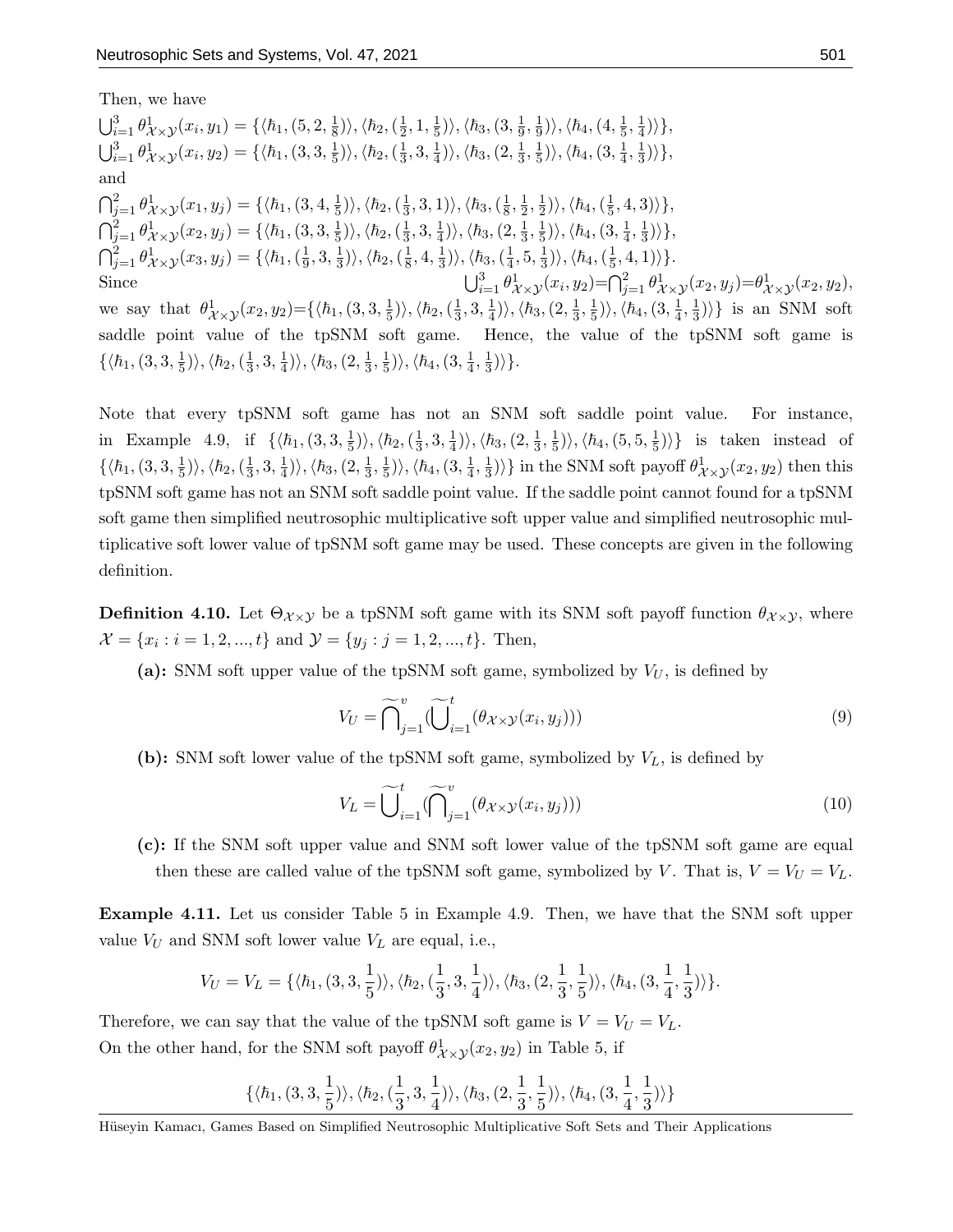Then, we have

$\bigcup_{i=1}^{3} \theta^1_{\mathcal{X}\times\mathcal{Y}}(x_i, y_1) = \{\langle \hbar_1, (5, 2, \frac{1}{8})\rangle, \langle \hbar_2, (\frac{1}{2}, 1, \frac{1}{5})\rangle, \langle \hbar_3, (3, \frac{1}{9}, \frac{1}{9})\rangle, \langle \hbar_4, (4, \frac{1}{5}, \frac{1}{4})\rangle\}$,

$\bigcup_{i=1}^{3} \theta^1_{\mathcal{X}\times\mathcal{Y}}(x_i, y_2) = \{\langle \hbar_1, (3, 3, \frac{1}{5})\rangle, \langle \hbar_2, (\frac{1}{3}, 3, \frac{1}{4})\rangle, \langle \hbar_3, (2, \frac{1}{3}, \frac{1}{5})\rangle, \langle \hbar_4, (3, \frac{1}{4}, \frac{1}{3})\rangle\}$,

and

$\bigcap_{j=1}^{2} \theta^1_{\mathcal{X}\times\mathcal{Y}}(x_1, y_j) = \{\langle \hbar_1, (3, 4, \frac{1}{5})\rangle, \langle \hbar_2, (\frac{1}{3}, 3, 1)\rangle, \langle \hbar_3, (\frac{1}{8}, \frac{1}{2}, \frac{1}{2})\rangle, \langle \hbar_4, (\frac{1}{5}, 4, 3)\rangle\}$,

$\bigcap_{j=1}^{2} \theta^1_{\mathcal{X}\times\mathcal{Y}}(x_2, y_j) = \{\langle \hbar_1, (3, 3, \frac{1}{5})\rangle, \langle \hbar_2, (\frac{1}{3}, 3, \frac{1}{4})\rangle, \langle \hbar_3, (2, \frac{1}{3}, \frac{1}{5})\rangle, \langle \hbar_4, (3, \frac{1}{4}, \frac{1}{3})\rangle\}$,

$\bigcap_{j=1}^{2} \theta^1_{\mathcal{X}\times\mathcal{Y}}(x_3, y_j) = \{\langle \hbar_1, (\frac{1}{9}, 3, \frac{1}{3})\rangle, \langle \hbar_2, (\frac{1}{8}, 4, \frac{1}{3})\rangle, \langle \hbar_3, (\frac{1}{4}, 5, \frac{1}{3})\rangle, \langle \hbar_4, (\frac{1}{5}, 4, 1)\rangle\}$.

Since $\bigcup_{i=1}^{3} \theta^1_{\mathcal{X}\times\mathcal{Y}}(x_i, y_2) = \bigcap_{j=1}^{2} \theta^1_{\mathcal{X}\times\mathcal{Y}}(x_2, y_j) = \theta^1_{\mathcal{X}\times\mathcal{Y}}(x_2, y_2)$, we say that $\theta^1_{\mathcal{X}\times\mathcal{Y}}(x_2, y_2) = \{\langle \hbar_1, (3, 3, \frac{1}{5})\rangle, \langle \hbar_2, (\frac{1}{3}, 3, \frac{1}{4})\rangle, \langle \hbar_3, (2, \frac{1}{3}, \frac{1}{5})\rangle, \langle \hbar_4, (3, \frac{1}{4}, \frac{1}{3})\rangle\}$ is an SNM soft saddle point value of the tpSNM soft game. Hence, the value of the tpSNM soft game is $\{\langle \hbar_1, (3, 3, \frac{1}{5})\rangle, \langle \hbar_2, (\frac{1}{3}, 3, \frac{1}{4})\rangle, \langle \hbar_3, (2, \frac{1}{3}, \frac{1}{5})\rangle, \langle \hbar_4, (3, \frac{1}{4}, \frac{1}{3})\rangle\}$.

Note that every tpSNM soft game has not an SNM soft saddle point value. For instance, in Example 4.9, if $\{\langle \hbar_1, (3, 3, \frac{1}{5})\rangle, \langle \hbar_2, (\frac{1}{3}, 3, \frac{1}{4})\rangle, \langle \hbar_3, (2, \frac{1}{3}, \frac{1}{5})\rangle, \langle \hbar_4, (5, 5, \frac{1}{5})\rangle\}$ is taken instead of $\{\langle \hbar_1, (3, 3, \frac{1}{5})\rangle, \langle \hbar_2, (\frac{1}{3}, 3, \frac{1}{4})\rangle, \langle \hbar_3, (2, \frac{1}{3}, \frac{1}{5})\rangle, \langle \hbar_4, (3, \frac{1}{4}, \frac{1}{3})\rangle\}$ in the SNM soft payoff $\theta^1_{\mathcal{X}\times\mathcal{Y}}(x_2, y_2)$ then this tpSNM soft game has not an SNM soft saddle point value. If the saddle point cannot found for a tpSNM soft game then simplified neutrosophic multiplicative soft upper value and simplified neutrosophic multiplicative soft lower value of tpSNM soft game may be used. These concepts are given in the following definition.

**Definition 4.10.** Let $\Theta_{\mathcal{X}\times\mathcal{Y}}$ be a tpSNM soft game with its SNM soft payoff function $\theta_{\mathcal{X}\times\mathcal{Y}}$, where $\mathcal{X} = \{x_i : i = 1, 2, ..., t\}$ and $\mathcal{Y} = \{y_j : j = 1, 2, ..., t\}$. Then,

**(a):** SNM soft upper value of the tpSNM soft game, symbolized by $V_U$, is defined by

$$V_U = \widetilde{\bigcap}_{j=1}^{v} (\widetilde{\bigcup}_{i=1}^{t} (\theta_{\mathcal{X}\times\mathcal{Y}}(x_i, y_j))) \tag{9}$$

**(b):** SNM soft lower value of the tpSNM soft game, symbolized by $V_L$, is defined by

$$V_L = \widetilde{\bigcup}_{i=1}^{t} (\widetilde{\bigcap}_{j=1}^{v} (\theta_{\mathcal{X}\times\mathcal{Y}}(x_i, y_j))) \tag{10}$$

**(c):** If the SNM soft upper value and SNM soft lower value of the tpSNM soft game are equal then these are called value of the tpSNM soft game, symbolized by $V$. That is, $V = V_U = V_L$.

**Example 4.11.** Let us consider Table 5 in Example 4.9. Then, we have that the SNM soft upper value $V_U$ and SNM soft lower value $V_L$ are equal, i.e.,

$$V_U = V_L = \{\langle \hbar_1, (3, 3, \frac{1}{5})\rangle, \langle \hbar_2, (\frac{1}{3}, 3, \frac{1}{4})\rangle, \langle \hbar_3, (2, \frac{1}{3}, \frac{1}{5})\rangle, \langle \hbar_4, (3, \frac{1}{4}, \frac{1}{3})\rangle\}.$$

Therefore, we can say that the value of the tpSNM soft game is $V = V_U = V_L$.

On the other hand, for the SNM soft payoff $\theta^1_{\mathcal{X}\times\mathcal{Y}}(x_2, y_2)$ in Table 5, if

$$\{\langle \hbar_1, (3, 3, \frac{1}{5})\rangle, \langle \hbar_2, (\frac{1}{3}, 3, \frac{1}{4})\rangle, \langle \hbar_3, (2, \frac{1}{3}, \frac{1}{5})\rangle, \langle \hbar_4, (3, \frac{1}{4}, \frac{1}{3})\rangle\}$$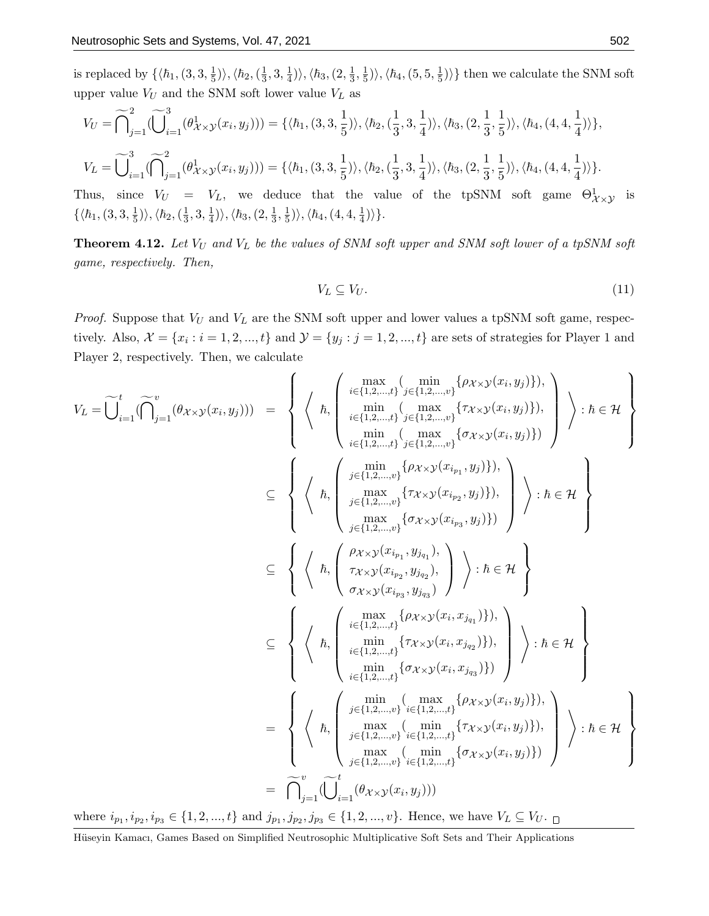is replaced by $\{\langle \hbar_1, (3, 3, \frac{1}{5})\rangle, \langle \hbar_2, (\frac{1}{3}, 3, \frac{1}{4})\rangle, \langle \hbar_3, (2, \frac{1}{3}, \frac{1}{5})\rangle, \langle \hbar_4, (5, 5, \frac{1}{5})\rangle\}$ then we calculate the SNM soft upper value $V_U$ and the SNM soft lower value $V_L$ as

$$V_U = \widetilde{\bigcap}_{j=1}^{2}(\widetilde{\bigcup}_{i=1}^{3}(\theta^1_{\mathcal{X}\times\mathcal{Y}}(x_i, y_j))) = \{\langle \hbar_1, (3, 3, \frac{1}{5})\rangle, \langle \hbar_2, (\frac{1}{3}, 3, \frac{1}{4})\rangle, \langle \hbar_3, (2, \frac{1}{3}, \frac{1}{5})\rangle, \langle \hbar_4, (4, 4, \frac{1}{4})\rangle\},$$

$$V_L = \widetilde{\bigcup}_{i=1}^{3}(\widetilde{\bigcap}_{j=1}^{2}(\theta^1_{\mathcal{X}\times\mathcal{Y}}(x_i, y_j))) = \{\langle \hbar_1, (3, 3, \frac{1}{5})\rangle, \langle \hbar_2, (\frac{1}{3}, 3, \frac{1}{4})\rangle, \langle \hbar_3, (2, \frac{1}{3}, \frac{1}{5})\rangle, \langle \hbar_4, (4, 4, \frac{1}{4})\rangle\}.$$

Thus, since $V_U = V_L$, we deduce that the value of the tpSNM soft game $\Theta^1_{\mathcal{X}\times\mathcal{Y}}$ is $\{\langle \hbar_1, (3, 3, \frac{1}{5})\rangle, \langle \hbar_2, (\frac{1}{3}, 3, \frac{1}{4})\rangle, \langle \hbar_3, (2, \frac{1}{3}, \frac{1}{5})\rangle, \langle \hbar_4, (4, 4, \frac{1}{4})\rangle\}$.

**Theorem 4.12.** *Let $V_U$ and $V_L$ be the values of SNM soft upper and SNM soft lower of a tpSNM soft game, respectively. Then,*

$$V_L \subseteq V_U. \tag{11}$$

*Proof.* Suppose that $V_U$ and $V_L$ are the SNM soft upper and lower values a tpSNM soft game, respectively. Also, $\mathcal{X} = \{x_i : i = 1, 2, ..., t\}$ and $\mathcal{Y} = \{y_j : j = 1, 2, ..., t\}$ are sets of strategies for Player 1 and Player 2, respectively. Then, we calculate

$$\begin{aligned}
V_L = \widetilde{\bigcup}_{i=1}^{t}(\widetilde{\bigcap}_{j=1}^{v}(\theta_{\mathcal{X}\times\mathcal{Y}}(x_i, y_j))) &= \left\{ \left\langle \hbar, \begin{pmatrix} \max\limits_{i\in\{1,2,...,t\}}(\min\limits_{j\in\{1,2,...,v\}}\{\rho_{\mathcal{X}\times\mathcal{Y}}(x_i, y_j)\}), \\ \min\limits_{i\in\{1,2,...,t\}}(\max\limits_{j\in\{1,2,...,v\}}\{\tau_{\mathcal{X}\times\mathcal{Y}}(x_i, y_j)\}), \\ \min\limits_{i\in\{1,2,...,t\}}(\max\limits_{j\in\{1,2,...,v\}}\{\sigma_{\mathcal{X}\times\mathcal{Y}}(x_i, y_j)\}) \end{pmatrix} \right\rangle : \hbar \in \mathcal{H} \right\} \\
&\subseteq \left\{ \left\langle \hbar, \begin{pmatrix} \min\limits_{j\in\{1,2,...,v\}}\{\rho_{\mathcal{X}\times\mathcal{Y}}(x_{i_{p_1}}, y_j)\}), \\ \max\limits_{j\in\{1,2,...,v\}}\{\tau_{\mathcal{X}\times\mathcal{Y}}(x_{i_{p_2}}, y_j)\}), \\ \max\limits_{j\in\{1,2,...,v\}}\{\sigma_{\mathcal{X}\times\mathcal{Y}}(x_{i_{p_3}}, y_j)\}) \end{pmatrix} \right\rangle : \hbar \in \mathcal{H} \right\} \\
&\subseteq \left\{ \left\langle \hbar, \begin{pmatrix} \rho_{\mathcal{X}\times\mathcal{Y}}(x_{i_{p_1}}, y_{j_{q_1}}), \\ \tau_{\mathcal{X}\times\mathcal{Y}}(x_{i_{p_2}}, y_{j_{q_2}}), \\ \sigma_{\mathcal{X}\times\mathcal{Y}}(x_{i_{p_3}}, y_{j_{q_3}}) \end{pmatrix} \right\rangle : \hbar \in \mathcal{H} \right\} \\
&\subseteq \left\{ \left\langle \hbar, \begin{pmatrix} \max\limits_{i\in\{1,2,...,t\}}\{\rho_{\mathcal{X}\times\mathcal{Y}}(x_i, x_{j_{q_1}})\}), \\ \min\limits_{i\in\{1,2,...,t\}}\{\tau_{\mathcal{X}\times\mathcal{Y}}(x_i, x_{j_{q_2}})\}), \\ \min\limits_{i\in\{1,2,...,t\}}\{\sigma_{\mathcal{X}\times\mathcal{Y}}(x_i, x_{j_{q_3}})\}) \end{pmatrix} \right\rangle : \hbar \in \mathcal{H} \right\} \\
&= \left\{ \left\langle \hbar, \begin{pmatrix} \min\limits_{j\in\{1,2,...,v\}}(\max\limits_{i\in\{1,2,...,t\}}\{\rho_{\mathcal{X}\times\mathcal{Y}}(x_i, y_j)\}), \\ \max\limits_{j\in\{1,2,...,v\}}(\min\limits_{i\in\{1,2,...,t\}}\{\tau_{\mathcal{X}\times\mathcal{Y}}(x_i, y_j)\}), \\ \max\limits_{j\in\{1,2,...,v\}}(\min\limits_{i\in\{1,2,...,t\}}\{\sigma_{\mathcal{X}\times\mathcal{Y}}(x_i, y_j)\}) \end{pmatrix} \right\rangle : \hbar \in \mathcal{H} \right\} \\
&= \widetilde{\bigcap}_{j=1}^{v}(\widetilde{\bigcup}_{i=1}^{t}(\theta_{\mathcal{X}\times\mathcal{Y}}(x_i, y_j)))
\end{aligned}$$

where $i_{p_1}, i_{p_2}, i_{p_3} \in \{1, 2, ..., t\}$ and $j_{p_1}, j_{p_2}, j_{p_3} \in \{1, 2, ..., v\}$. Hence, we have $V_L \subseteq V_U$. □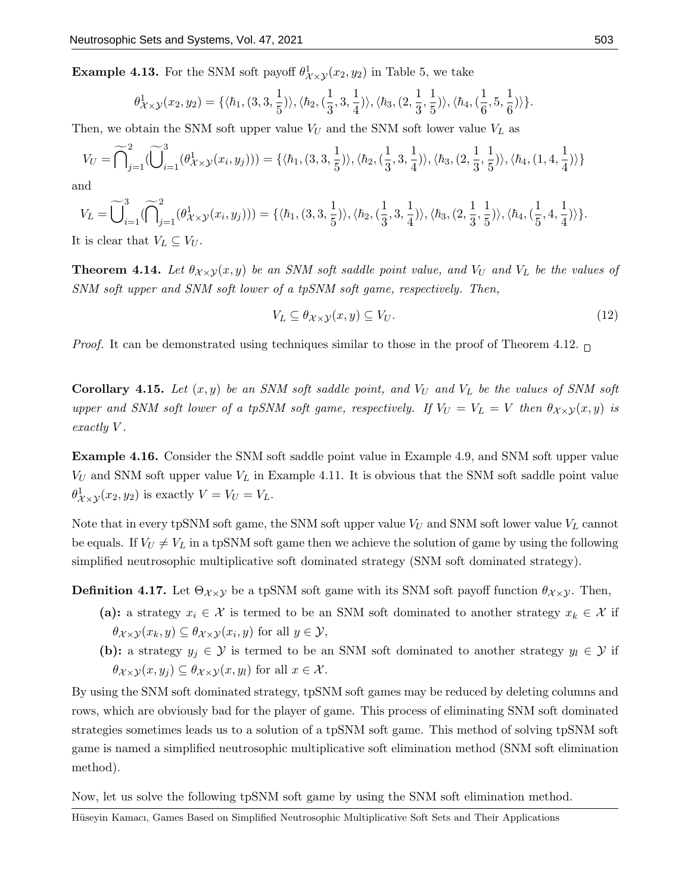**Example 4.13.** For the SNM soft payoff $\theta^1_{\mathcal{X}\times\mathcal{Y}}(x_2, y_2)$ in Table 5, we take

$$\theta^1_{\mathcal{X}\times\mathcal{Y}}(x_2, y_2) = \{\langle\hbar_1, (3, 3, \frac{1}{5})\rangle, \langle\hbar_2, (\frac{1}{3}, 3, \frac{1}{4})\rangle, \langle\hbar_3, (2, \frac{1}{3}, \frac{1}{5})\rangle, \langle\hbar_4, (\frac{1}{6}, 5, \frac{1}{6})\rangle\}.$$

Then, we obtain the SNM soft upper value $V_U$ and the SNM soft lower value $V_L$ as

$$V_U = \widetilde{\bigcap}_{j=1}^{2}(\widetilde{\bigcup}_{i=1}^{3}(\theta^1_{\mathcal{X}\times\mathcal{Y}}(x_i, y_j))) = \{\langle\hbar_1, (3, 3, \frac{1}{5})\rangle, \langle\hbar_2, (\frac{1}{3}, 3, \frac{1}{4})\rangle, \langle\hbar_3, (2, \frac{1}{3}, \frac{1}{5})\rangle, \langle\hbar_4, (1, 4, \frac{1}{4})\rangle\}$$

and

$$V_L = \widetilde{\bigcup}_{i=1}^{3}(\widetilde{\bigcap}_{j=1}^{2}(\theta^1_{\mathcal{X}\times\mathcal{Y}}(x_i, y_j))) = \{\langle\hbar_1, (3, 3, \frac{1}{5})\rangle, \langle\hbar_2, (\frac{1}{3}, 3, \frac{1}{4})\rangle, \langle\hbar_3, (2, \frac{1}{3}, \frac{1}{5})\rangle, \langle\hbar_4, (\frac{1}{5}, 4, \frac{1}{4})\rangle\}.$$

It is clear that $V_L \subseteq V_U$.

**Theorem 4.14.** *Let $\theta_{\mathcal{X}\times\mathcal{Y}}(x, y)$ be an SNM soft saddle point value, and $V_U$ and $V_L$ be the values of SNM soft upper and SNM soft lower of a tpSNM soft game, respectively. Then,*

$$V_L \subseteq \theta_{\mathcal{X}\times\mathcal{Y}}(x, y) \subseteq V_U. \tag{12}$$

*Proof.* It can be demonstrated using techniques similar to those in the proof of Theorem 4.12. □

**Corollary 4.15.** *Let $(x, y)$ be an SNM soft saddle point, and $V_U$ and $V_L$ be the values of SNM soft upper and SNM soft lower of a tpSNM soft game, respectively. If $V_U = V_L = V$ then $\theta_{\mathcal{X}\times\mathcal{Y}}(x, y)$ is exactly $V$.*

**Example 4.16.** Consider the SNM soft saddle point value in Example 4.9, and SNM soft upper value $V_U$ and SNM soft upper value $V_L$ in Example 4.11. It is obvious that the SNM soft saddle point value $\theta^1_{\mathcal{X}\times\mathcal{Y}}(x_2, y_2)$ is exactly $V = V_U = V_L$.

Note that in every tpSNM soft game, the SNM soft upper value $V_U$ and SNM soft lower value $V_L$ cannot be equals. If $V_U \neq V_L$ in a tpSNM soft game then we achieve the solution of game by using the following simplified neutrosophic multiplicative soft dominated strategy (SNM soft dominated strategy).

**Definition 4.17.** Let $\Theta_{\mathcal{X}\times\mathcal{Y}}$ be a tpSNM soft game with its SNM soft payoff function $\theta_{\mathcal{X}\times\mathcal{Y}}$. Then,

- **(a):** a strategy $x_i \in \mathcal{X}$ is termed to be an SNM soft dominated to another strategy $x_k \in \mathcal{X}$ if $\theta_{\mathcal{X}\times\mathcal{Y}}(x_k, y) \subseteq \theta_{\mathcal{X}\times\mathcal{Y}}(x_i, y)$ for all $y \in \mathcal{Y}$,
- **(b):** a strategy $y_j \in \mathcal{Y}$ is termed to be an SNM soft dominated to another strategy $y_l \in \mathcal{Y}$ if $\theta_{\mathcal{X}\times\mathcal{Y}}(x, y_j) \subseteq \theta_{\mathcal{X}\times\mathcal{Y}}(x, y_l)$ for all $x \in \mathcal{X}$.

By using the SNM soft dominated strategy, tpSNM soft games may be reduced by deleting columns and rows, which are obviously bad for the player of game. This process of eliminating SNM soft dominated strategies sometimes leads us to a solution of a tpSNM soft game. This method of solving tpSNM soft game is named a simplified neutrosophic multiplicative soft elimination method (SNM soft elimination method).

Now, let us solve the following tpSNM soft game by using the SNM soft elimination method.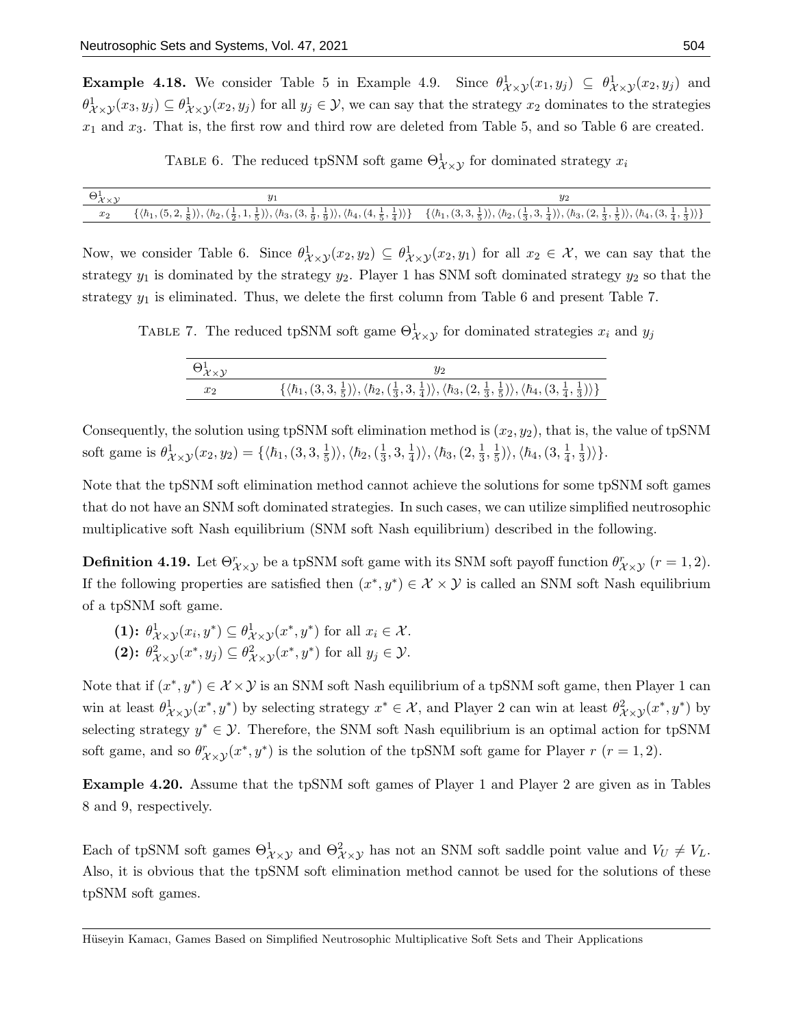**Example 4.18.** We consider Table 5 in Example 4.9. Since $\theta^1_{\mathcal{X}\times\mathcal{Y}}(x_1, y_j) \subseteq \theta^1_{\mathcal{X}\times\mathcal{Y}}(x_2, y_j)$ and $\theta^1_{\mathcal{X}\times\mathcal{Y}}(x_3, y_j) \subseteq \theta^1_{\mathcal{X}\times\mathcal{Y}}(x_2, y_j)$ for all $y_j \in \mathcal{Y}$, we can say that the strategy $x_2$ dominates to the strategies $x_1$ and $x_3$. That is, the first row and third row are deleted from Table 5, and so Table 6 are created.

Table 6. The reduced tpSNM soft game $\Theta^1_{\mathcal{X}\times\mathcal{Y}}$ for dominated strategy $x_i$

| $\Theta^1_{\mathcal{X}\times\mathcal{Y}}$ | $y_1$ | $y_2$ |
|---|---|---|
| $x_2$ | $\{\langle \hbar_1, (5, 2, \frac{1}{8})\rangle, \langle \hbar_2, (\frac{1}{2}, 1, \frac{1}{5})\rangle, \langle \hbar_3, (3, \frac{1}{9}, \frac{1}{9})\rangle, \langle \hbar_4, (4, \frac{1}{5}, \frac{1}{4})\rangle\}$ | $\{\langle \hbar_1, (3, 3, \frac{1}{5})\rangle, \langle \hbar_2, (\frac{1}{3}, 3, \frac{1}{4})\rangle, \langle \hbar_3, (2, \frac{1}{3}, \frac{1}{5})\rangle, \langle \hbar_4, (3, \frac{1}{4}, \frac{1}{3})\rangle\}$ |

Now, we consider Table 6. Since $\theta^1_{\mathcal{X}\times\mathcal{Y}}(x_2, y_2) \subseteq \theta^1_{\mathcal{X}\times\mathcal{Y}}(x_2, y_1)$ for all $x_2 \in \mathcal{X}$, we can say that the strategy $y_1$ is dominated by the strategy $y_2$. Player 1 has SNM soft dominated strategy $y_2$ so that the strategy $y_1$ is eliminated. Thus, we delete the first column from Table 6 and present Table 7.

Table 7. The reduced tpSNM soft game $\Theta^1_{\mathcal{X}\times\mathcal{Y}}$ for dominated strategies $x_i$ and $y_j$

| $\Theta^1_{\mathcal{X}\times\mathcal{Y}}$ | $y_2$ |
|---|---|
| $x_2$ | $\{\langle \hbar_1, (3, 3, \frac{1}{5})\rangle, \langle \hbar_2, (\frac{1}{3}, 3, \frac{1}{4})\rangle, \langle \hbar_3, (2, \frac{1}{3}, \frac{1}{5})\rangle, \langle \hbar_4, (3, \frac{1}{4}, \frac{1}{3})\rangle\}$ |

Consequently, the solution using tpSNM soft elimination method is $(x_2, y_2)$, that is, the value of tpSNM soft game is $\theta^1_{\mathcal{X}\times\mathcal{Y}}(x_2, y_2) = \{\langle \hbar_1, (3, 3, \frac{1}{5})\rangle, \langle \hbar_2, (\frac{1}{3}, 3, \frac{1}{4})\rangle, \langle \hbar_3, (2, \frac{1}{3}, \frac{1}{5})\rangle, \langle \hbar_4, (3, \frac{1}{4}, \frac{1}{3})\rangle\}$.

Note that the tpSNM soft elimination method cannot achieve the solutions for some tpSNM soft games that do not have an SNM soft dominated strategies. In such cases, we can utilize simplified neutrosophic multiplicative soft Nash equilibrium (SNM soft Nash equilibrium) described in the following.

**Definition 4.19.** Let $\Theta^r_{\mathcal{X}\times\mathcal{Y}}$ be a tpSNM soft game with its SNM soft payoff function $\theta^r_{\mathcal{X}\times\mathcal{Y}}$ $(r = 1, 2)$. If the following properties are satisfied then $(x^*, y^*) \in \mathcal{X}\times\mathcal{Y}$ is called an SNM soft Nash equilibrium of a tpSNM soft game.

- **(1):** $\theta^1_{\mathcal{X}\times\mathcal{Y}}(x_i, y^*) \subseteq \theta^1_{\mathcal{X}\times\mathcal{Y}}(x^*, y^*)$ for all $x_i \in \mathcal{X}$.
- **(2):** $\theta^2_{\mathcal{X}\times\mathcal{Y}}(x^*, y_j) \subseteq \theta^2_{\mathcal{X}\times\mathcal{Y}}(x^*, y^*)$ for all $y_j \in \mathcal{Y}$.

Note that if $(x^*, y^*) \in \mathcal{X}\times\mathcal{Y}$ is an SNM soft Nash equilibrium of a tpSNM soft game, then Player 1 can win at least $\theta^1_{\mathcal{X}\times\mathcal{Y}}(x^*, y^*)$ by selecting strategy $x^* \in \mathcal{X}$, and Player 2 can win at least $\theta^2_{\mathcal{X}\times\mathcal{Y}}(x^*, y^*)$ by selecting strategy $y^* \in \mathcal{Y}$. Therefore, the SNM soft Nash equilibrium is an optimal action for tpSNM soft game, and so $\theta^r_{\mathcal{X}\times\mathcal{Y}}(x^*, y^*)$ is the solution of the tpSNM soft game for Player $r$ $(r = 1, 2)$.

**Example 4.20.** Assume that the tpSNM soft games of Player 1 and Player 2 are given as in Tables 8 and 9, respectively.

Each of tpSNM soft games $\Theta^1_{\mathcal{X}\times\mathcal{Y}}$ and $\Theta^2_{\mathcal{X}\times\mathcal{Y}}$ has not an SNM soft saddle point value and $V_U \neq V_L$. Also, it is obvious that the tpSNM soft elimination method cannot be used for the solutions of these tpSNM soft games.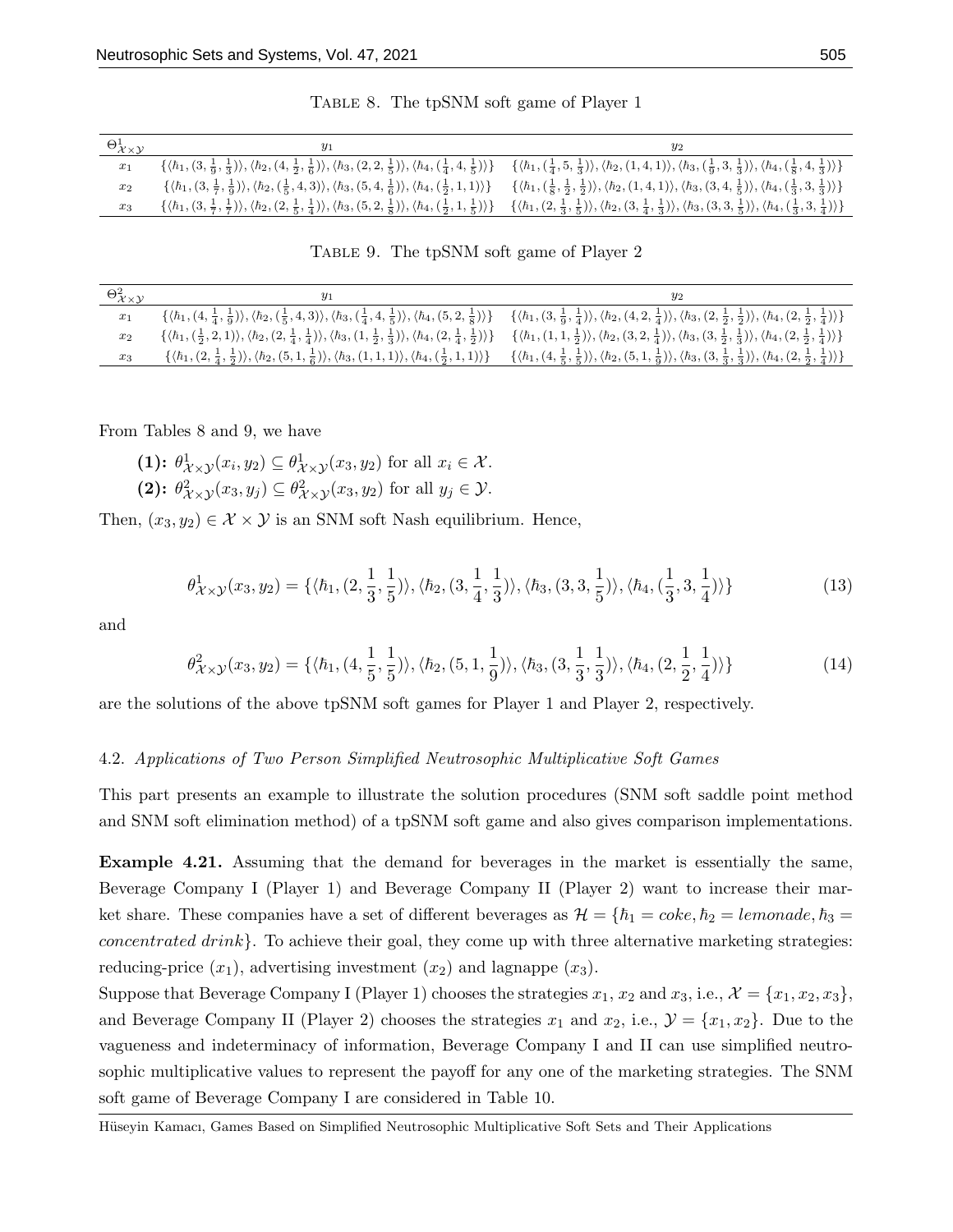TABLE 8. The tpSNM soft game of Player 1

| $\Theta^1_{\mathcal{X}\times\mathcal{Y}}$ | $y_1$ | $y_2$ |
|---|---|---|
| $x_1$ | $\{\langle\hbar_1,(3,\frac{1}{9},\frac{1}{3})\rangle,\langle\hbar_2,(4,\frac{1}{2},\frac{1}{6})\rangle,\langle\hbar_3,(2,2,\frac{1}{5})\rangle,\langle\hbar_4,(\frac{1}{4},4,\frac{1}{5})\rangle\}$ | $\{\langle\hbar_1,(\frac{1}{4},5,\frac{1}{3})\rangle,\langle\hbar_2,(1,4,1)\rangle,\langle\hbar_3,(\frac{1}{9},3,\frac{1}{3})\rangle,\langle\hbar_4,(\frac{1}{8},4,\frac{1}{3})\rangle\}$ |
| $x_2$ | $\{\langle\hbar_1,(3,\frac{1}{7},\frac{1}{9})\rangle,\langle\hbar_2,(\frac{1}{5},4,3)\rangle,\langle\hbar_3,(5,4,\frac{1}{6})\rangle,\langle\hbar_4,(\frac{1}{2},1,1)\rangle\}$ | $\{\langle\hbar_1,(\frac{1}{8},\frac{1}{2},\frac{1}{2})\rangle,\langle\hbar_2,(1,4,1)\rangle,\langle\hbar_3,(3,4,\frac{1}{5})\rangle,\langle\hbar_4,(\frac{1}{3},3,\frac{1}{3})\rangle\}$ |
| $x_3$ | $\{\langle\hbar_1,(3,\frac{1}{7},\frac{1}{7})\rangle,\langle\hbar_2,(2,\frac{1}{5},\frac{1}{4})\rangle,\langle\hbar_3,(5,2,\frac{1}{8})\rangle,\langle\hbar_4,(\frac{1}{2},1,\frac{1}{5})\rangle\}$ | $\{\langle\hbar_1,(2,\frac{1}{3},\frac{1}{5})\rangle,\langle\hbar_2,(3,\frac{1}{4},\frac{1}{3})\rangle,\langle\hbar_3,(3,3,\frac{1}{5})\rangle,\langle\hbar_4,(\frac{1}{3},3,\frac{1}{4})\rangle\}$ |

TABLE 9. The tpSNM soft game of Player 2

| $\Theta^2_{\mathcal{X}\times\mathcal{Y}}$ | $y_1$ | $y_2$ |
|---|---|---|
| $x_1$ | $\{\langle\hbar_1,(4,\frac{1}{4},\frac{1}{9})\rangle,\langle\hbar_2,(\frac{1}{5},4,3)\rangle,\langle\hbar_3,(\frac{1}{4},4,\frac{1}{5})\rangle,\langle\hbar_4,(5,2,\frac{1}{8})\rangle\}$ | $\{\langle\hbar_1,(3,\frac{1}{9},\frac{1}{4})\rangle,\langle\hbar_2,(4,2,\frac{1}{4})\rangle,\langle\hbar_3,(2,\frac{1}{2},\frac{1}{2})\rangle,\langle\hbar_4,(2,\frac{1}{2},\frac{1}{4})\rangle\}$ |
| $x_2$ | $\{\langle\hbar_1,(\frac{1}{2},2,1)\rangle,\langle\hbar_2,(2,\frac{1}{4},\frac{1}{4})\rangle,\langle\hbar_3,(1,\frac{1}{2},\frac{1}{3})\rangle,\langle\hbar_4,(2,\frac{1}{4},\frac{1}{2})\rangle\}$ | $\{\langle\hbar_1,(1,1,\frac{1}{2})\rangle,\langle\hbar_2,(3,2,\frac{1}{4})\rangle,\langle\hbar_3,(3,\frac{1}{2},\frac{1}{3})\rangle,\langle\hbar_4,(2,\frac{1}{2},\frac{1}{4})\rangle\}$ |
| $x_3$ | $\{\langle\hbar_1,(2,\frac{1}{4},\frac{1}{2})\rangle,\langle\hbar_2,(5,1,\frac{1}{6})\rangle,\langle\hbar_3,(1,1,1)\rangle,\langle\hbar_4,(\frac{1}{2},1,1)\rangle\}$ | $\{\langle\hbar_1,(4,\frac{1}{5},\frac{1}{5})\rangle,\langle\hbar_2,(5,1,\frac{1}{9})\rangle,\langle\hbar_3,(3,\frac{1}{3},\frac{1}{3})\rangle,\langle\hbar_4,(2,\frac{1}{2},\frac{1}{4})\rangle\}$ |

From Tables 8 and 9, we have

**(1):** $\theta^1_{\mathcal{X}\times\mathcal{Y}}(x_i,y_2)\subseteq\theta^1_{\mathcal{X}\times\mathcal{Y}}(x_3,y_2)$ for all $x_i\in\mathcal{X}$.
**(2):** $\theta^2_{\mathcal{X}\times\mathcal{Y}}(x_3,y_j)\subseteq\theta^2_{\mathcal{X}\times\mathcal{Y}}(x_3,y_2)$ for all $y_j\in\mathcal{Y}$.

Then, $(x_3,y_2)\in\mathcal{X}\times\mathcal{Y}$ is an SNM soft Nash equilibrium. Hence,

$$\theta^1_{\mathcal{X}\times\mathcal{Y}}(x_3,y_2)=\{\langle\hbar_1,(2,\frac{1}{3},\frac{1}{5})\rangle,\langle\hbar_2,(3,\frac{1}{4},\frac{1}{3})\rangle,\langle\hbar_3,(3,3,\frac{1}{5})\rangle,\langle\hbar_4,(\frac{1}{3},3,\frac{1}{4})\rangle\}\tag{13}$$

and

$$\theta^2_{\mathcal{X}\times\mathcal{Y}}(x_3,y_2)=\{\langle\hbar_1,(4,\frac{1}{5},\frac{1}{5})\rangle,\langle\hbar_2,(5,1,\frac{1}{9})\rangle,\langle\hbar_3,(3,\frac{1}{3},\frac{1}{3})\rangle,\langle\hbar_4,(2,\frac{1}{2},\frac{1}{4})\rangle\}\tag{14}$$

are the solutions of the above tpSNM soft games for Player 1 and Player 2, respectively.

### 4.2. *Applications of Two Person Simplified Neutrosophic Multiplicative Soft Games*

This part presents an example to illustrate the solution procedures (SNM soft saddle point method and SNM soft elimination method) of a tpSNM soft game and also gives comparison implementations.

**Example 4.21.** Assuming that the demand for beverages in the market is essentially the same, Beverage Company I (Player 1) and Beverage Company II (Player 2) want to increase their market share. These companies have a set of different beverages as $\mathcal{H}=\{\hbar_1=coke,\hbar_2=lemonade,\hbar_3=concentrated\ drink\}$. To achieve their goal, they come up with three alternative marketing strategies: reducing-price ($x_1$), advertising investment ($x_2$) and lagnappe ($x_3$).

Suppose that Beverage Company I (Player 1) chooses the strategies $x_1$, $x_2$ and $x_3$, i.e., $\mathcal{X}=\{x_1,x_2,x_3\}$, and Beverage Company II (Player 2) chooses the strategies $x_1$ and $x_2$, i.e., $\mathcal{Y}=\{x_1,x_2\}$. Due to the vagueness and indeterminacy of information, Beverage Company I and II can use simplified neutrosophic multiplicative values to represent the payoff for any one of the marketing strategies. The SNM soft game of Beverage Company I are considered in Table 10.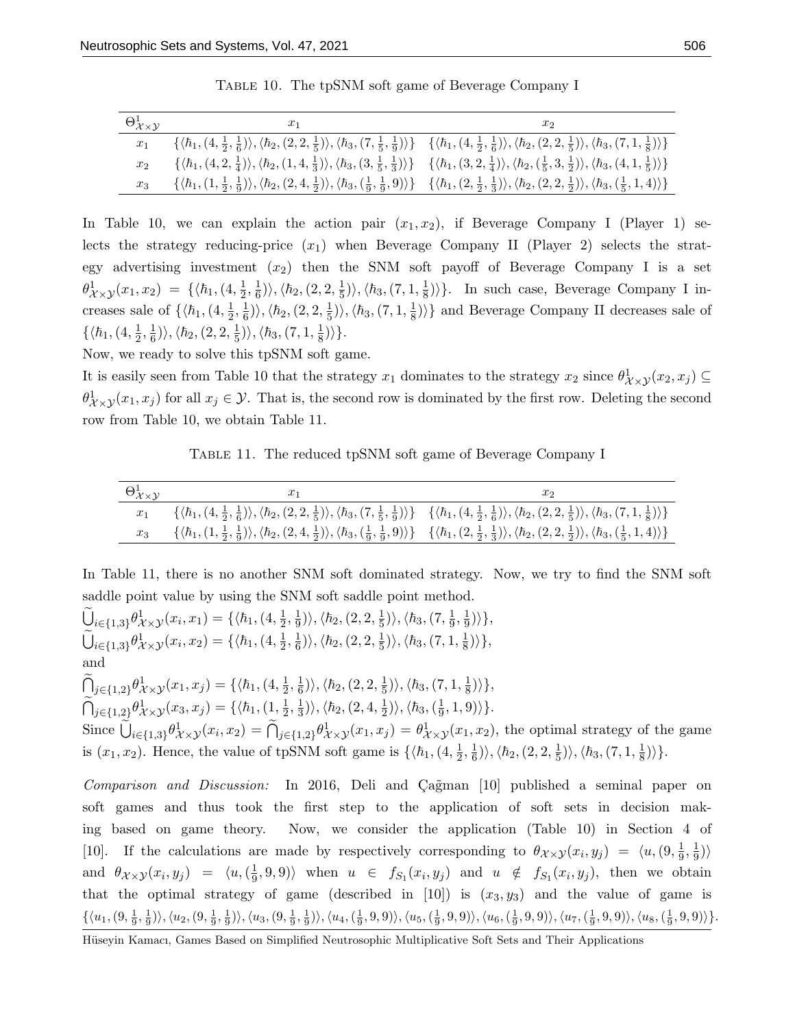Table 10. The tpSNM soft game of Beverage Company I

| $\Theta^1_{\mathcal{X}\times\mathcal{Y}}$ | $x_1$ | $x_2$ |
|---|---|---|
| $x_1$ | $\{\langle\hbar_1,(4,\frac{1}{2},\frac{1}{6})\rangle,\langle\hbar_2,(2,2,\frac{1}{5})\rangle,\langle\hbar_3,(7,\frac{1}{5},\frac{1}{9})\rangle\}$ | $\{\langle\hbar_1,(4,\frac{1}{2},\frac{1}{6})\rangle,\langle\hbar_2,(2,2,\frac{1}{5})\rangle,\langle\hbar_3,(7,1,\frac{1}{8})\rangle\}$ |
| $x_2$ | $\{\langle\hbar_1,(4,2,\frac{1}{4})\rangle,\langle\hbar_2,(1,4,\frac{1}{3})\rangle,\langle\hbar_3,(3,\frac{1}{5},\frac{1}{3})\rangle\}$ | $\{\langle\hbar_1,(3,2,\frac{1}{4})\rangle,\langle\hbar_2,(\frac{1}{5},3,\frac{1}{2})\rangle,\langle\hbar_3,(4,1,\frac{1}{5})\rangle\}$ |
| $x_3$ | $\{\langle\hbar_1,(1,\frac{1}{2},\frac{1}{9})\rangle,\langle\hbar_2,(2,4,\frac{1}{2})\rangle,\langle\hbar_3,(\frac{1}{9},\frac{1}{9},9)\rangle\}$ | $\{\langle\hbar_1,(2,\frac{1}{2},\frac{1}{3})\rangle,\langle\hbar_2,(2,2,\frac{1}{2})\rangle,\langle\hbar_3,(\frac{1}{5},1,4)\rangle\}$ |

In Table 10, we can explain the action pair $(x_1, x_2)$, if Beverage Company I (Player 1) selects the strategy reducing-price ($x_1$) when Beverage Company II (Player 2) selects the strategy advertising investment ($x_2$) then the SNM soft payoff of Beverage Company I is a set $\theta^1_{\mathcal{X}\times\mathcal{Y}}(x_1,x_2) = \{\langle\hbar_1,(4,\frac{1}{2},\frac{1}{6})\rangle,\langle\hbar_2,(2,2,\frac{1}{5})\rangle,\langle\hbar_3,(7,1,\frac{1}{8})\rangle\}$. In such case, Beverage Company I increases sale of $\{\langle\hbar_1,(4,\frac{1}{2},\frac{1}{6})\rangle,\langle\hbar_2,(2,2,\frac{1}{5})\rangle,\langle\hbar_3,(7,1,\frac{1}{8})\rangle\}$ and Beverage Company II decreases sale of $\{\langle\hbar_1,(4,\frac{1}{2},\frac{1}{6})\rangle,\langle\hbar_2,(2,2,\frac{1}{5})\rangle,\langle\hbar_3,(7,1,\frac{1}{8})\rangle\}$.

Now, we ready to solve this tpSNM soft game.

It is easily seen from Table 10 that the strategy $x_1$ dominates to the strategy $x_2$ since $\theta^1_{\mathcal{X}\times\mathcal{Y}}(x_2,x_j) \subseteq \theta^1_{\mathcal{X}\times\mathcal{Y}}(x_1,x_j)$ for all $x_j \in \mathcal{Y}$. That is, the second row is dominated by the first row. Deleting the second row from Table 10, we obtain Table 11.

Table 11. The reduced tpSNM soft game of Beverage Company I

| $\Theta^1_{\mathcal{X}\times\mathcal{Y}}$ | $x_1$ | $x_2$ |
|---|---|---|
| $x_1$ | $\{\langle\hbar_1,(4,\frac{1}{2},\frac{1}{6})\rangle,\langle\hbar_2,(2,2,\frac{1}{5})\rangle,\langle\hbar_3,(7,\frac{1}{5},\frac{1}{9})\rangle\}$ | $\{\langle\hbar_1,(4,\frac{1}{2},\frac{1}{6})\rangle,\langle\hbar_2,(2,2,\frac{1}{5})\rangle,\langle\hbar_3,(7,1,\frac{1}{8})\rangle\}$ |
| $x_3$ | $\{\langle\hbar_1,(1,\frac{1}{2},\frac{1}{9})\rangle,\langle\hbar_2,(2,4,\frac{1}{2})\rangle,\langle\hbar_3,(\frac{1}{9},\frac{1}{9},9)\rangle\}$ | $\{\langle\hbar_1,(2,\frac{1}{2},\frac{1}{3})\rangle,\langle\hbar_2,(2,2,\frac{1}{2})\rangle,\langle\hbar_3,(\frac{1}{5},1,4)\rangle\}$ |

In Table 11, there is no another SNM soft dominated strategy. Now, we try to find the SNM soft saddle point value by using the SNM soft saddle point method.

$\widetilde{\bigcup}_{i\in\{1,3\}}\theta^1_{\mathcal{X}\times\mathcal{Y}}(x_i,x_1) = \{\langle\hbar_1,(4,\frac{1}{2},\frac{1}{9})\rangle,\langle\hbar_2,(2,2,\frac{1}{5})\rangle,\langle\hbar_3,(7,\frac{1}{9},\frac{1}{9})\rangle\}$,

$\widetilde{\bigcup}_{i\in\{1,3\}}\theta^1_{\mathcal{X}\times\mathcal{Y}}(x_i,x_2) = \{\langle\hbar_1,(4,\frac{1}{2},\frac{1}{6})\rangle,\langle\hbar_2,(2,2,\frac{1}{5})\rangle,\langle\hbar_3,(7,1,\frac{1}{8})\rangle\}$,

and

$\widetilde{\bigcap}_{j\in\{1,2\}}\theta^1_{\mathcal{X}\times\mathcal{Y}}(x_1,x_j) = \{\langle\hbar_1,(4,\frac{1}{2},\frac{1}{6})\rangle,\langle\hbar_2,(2,2,\frac{1}{5})\rangle,\langle\hbar_3,(7,1,\frac{1}{8})\rangle\}$,

$\widetilde{\bigcap}_{j\in\{1,2\}}\theta^1_{\mathcal{X}\times\mathcal{Y}}(x_3,x_j) = \{\langle\hbar_1,(1,\frac{1}{2},\frac{1}{3})\rangle,\langle\hbar_2,(2,4,\frac{1}{2})\rangle,\langle\hbar_3,(\frac{1}{9},1,9)\rangle\}$.

Since $\widetilde{\bigcup}_{i\in\{1,3\}}\theta^1_{\mathcal{X}\times\mathcal{Y}}(x_i,x_2) = \widetilde{\bigcap}_{j\in\{1,2\}}\theta^1_{\mathcal{X}\times\mathcal{Y}}(x_1,x_j) = \theta^1_{\mathcal{X}\times\mathcal{Y}}(x_1,x_2)$, the optimal strategy of the game is $(x_1,x_2)$. Hence, the value of tpSNM soft game is $\{\langle\hbar_1,(4,\frac{1}{2},\frac{1}{6})\rangle,\langle\hbar_2,(2,2,\frac{1}{5})\rangle,\langle\hbar_3,(7,1,\frac{1}{8})\rangle\}$.

*Comparison and Discussion:* In 2016, Deli and Çağman [10] published a seminal paper on soft games and thus took the first step to the application of soft sets in decision making based on game theory. Now, we consider the application (Table 10) in Section 4 of [10]. If the calculations are made by respectively corresponding to $\theta_{\mathcal{X}\times\mathcal{Y}}(x_i,y_j) = \langle u,(9,\frac{1}{9},\frac{1}{9})\rangle$ and $\theta_{\mathcal{X}\times\mathcal{Y}}(x_i,y_j) = \langle u,(\frac{1}{9},9,9)\rangle$ when $u \in f_{S_1}(x_i,y_j)$ and $u \notin f_{S_1}(x_i,y_j)$, then we obtain that the optimal strategy of game (described in [10]) is $(x_3,y_3)$ and the value of game is $\{\langle u_1,(9,\frac{1}{9},\frac{1}{9})\rangle,\langle u_2,(9,\frac{1}{9},\frac{1}{9})\rangle,\langle u_3,(9,\frac{1}{9},\frac{1}{9})\rangle,\langle u_4,(\frac{1}{9},9,9)\rangle,\langle u_5,(\frac{1}{9},9,9)\rangle,\langle u_6,(\frac{1}{9},9,9)\rangle,\langle u_7,(\frac{1}{9},9,9)\rangle,\langle u_8,(\frac{1}{9},9,9)\rangle\}$.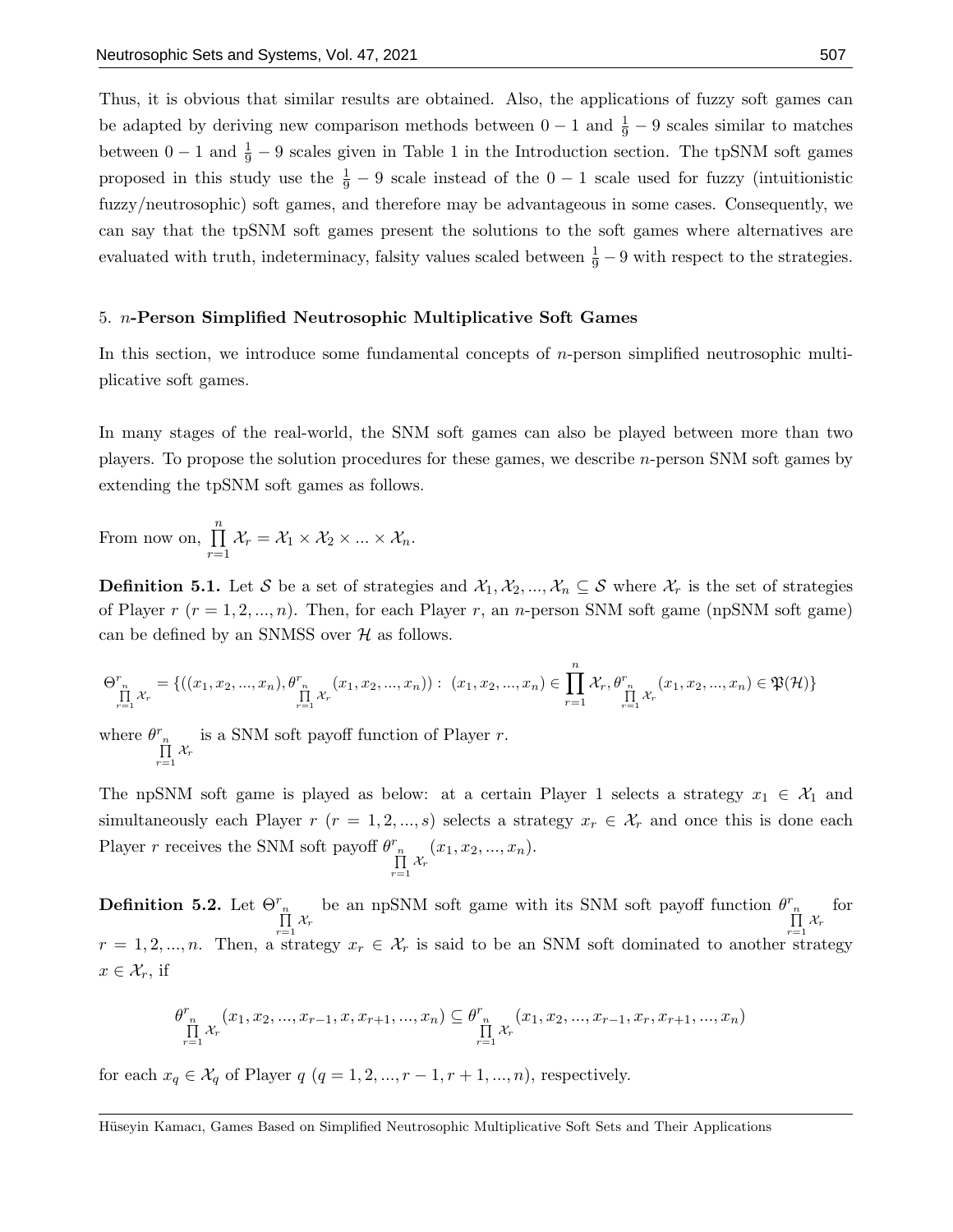Thus, it is obvious that similar results are obtained. Also, the applications of fuzzy soft games can be adapted by deriving new comparison methods between $0-1$ and $\frac{1}{9}-9$ scales similar to matches between $0-1$ and $\frac{1}{9}-9$ scales given in Table 1 in the Introduction section. The tpSNM soft games proposed in this study use the $\frac{1}{9}-9$ scale instead of the $0-1$ scale used for fuzzy (intuitionistic fuzzy/neutrosophic) soft games, and therefore may be advantageous in some cases. Consequently, we can say that the tpSNM soft games present the solutions to the soft games where alternatives are evaluated with truth, indeterminacy, falsity values scaled between $\frac{1}{9}-9$ with respect to the strategies.

## 5. $n$-Person Simplified Neutrosophic Multiplicative Soft Games

In this section, we introduce some fundamental concepts of $n$-person simplified neutrosophic multiplicative soft games.

In many stages of the real-world, the SNM soft games can also be played between more than two players. To propose the solution procedures for these games, we describe $n$-person SNM soft games by extending the tpSNM soft games as follows.

From now on, $\prod\limits_{r=1}^{n} \mathcal{X}_r = \mathcal{X}_1 \times \mathcal{X}_2 \times ... \times \mathcal{X}_n$.

**Definition 5.1.** Let $\mathcal{S}$ be a set of strategies and $\mathcal{X}_1, \mathcal{X}_2, ..., \mathcal{X}_n \subseteq \mathcal{S}$ where $\mathcal{X}_r$ is the set of strategies of Player $r$ $(r = 1, 2, ..., n)$. Then, for each Player $r$, an $n$-person SNM soft game (npSNM soft game) can be defined by an SNMSS over $\mathcal{H}$ as follows.

$$\Theta^{r}_{\prod\limits_{r=1}^{n} \mathcal{X}_r} = \{((x_1, x_2, ..., x_n), \theta^{r}_{\prod\limits_{r=1}^{n} \mathcal{X}_r}(x_1, x_2, ..., x_n)) : (x_1, x_2, ..., x_n) \in \prod_{r=1}^{n} \mathcal{X}_r, \theta^{r}_{\prod\limits_{r=1}^{n} \mathcal{X}_r}(x_1, x_2, ..., x_n) \in \mathfrak{P}(\mathcal{H})\}$$

where $\theta^{r}_{\prod\limits_{r=1}^{n} \mathcal{X}_r}$ is a SNM soft payoff function of Player $r$.

The npSNM soft game is played as below: at a certain Player 1 selects a strategy $x_1 \in \mathcal{X}_1$ and simultaneously each Player $r$ $(r = 1, 2, ..., s)$ selects a strategy $x_r \in \mathcal{X}_r$ and once this is done each Player $r$ receives the SNM soft payoff $\theta^{r}_{\prod\limits_{r=1}^{n} \mathcal{X}_r}(x_1, x_2, ..., x_n)$.

**Definition 5.2.** Let $\Theta^{r}_{\prod\limits_{r=1}^{n} \mathcal{X}_r}$ be an npSNM soft game with its SNM soft payoff function $\theta^{r}_{\prod\limits_{r=1}^{n} \mathcal{X}_r}$ for $r = 1, 2, ..., n$. Then, a strategy $x_r \in \mathcal{X}_r$ is said to be an SNM soft dominated to another strategy $x \in \mathcal{X}_r$, if

$$\theta^{r}_{\prod\limits_{r=1}^{n} \mathcal{X}_r}(x_1, x_2, ..., x_{r-1}, x, x_{r+1}, ..., x_n) \subseteq \theta^{r}_{\prod\limits_{r=1}^{n} \mathcal{X}_r}(x_1, x_2, ..., x_{r-1}, x_r, x_{r+1}, ..., x_n)$$

for each $x_q \in \mathcal{X}_q$ of Player $q$ $(q = 1, 2, ..., r-1, r+1, ..., n)$, respectively.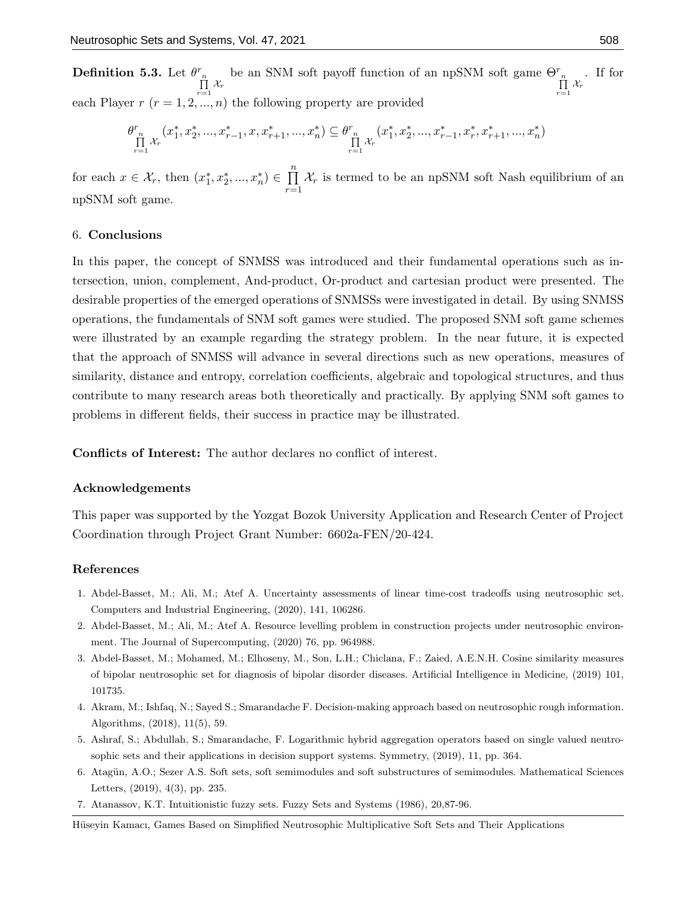**Definition 5.3.** Let $\theta^r_{\prod_{r=1}^{n}\mathcal{X}_r}$ be an SNM soft payoff function of an npSNM soft game $\Theta^r_{\prod_{r=1}^{n}\mathcal{X}_r}$. If for each Player $r$ $(r = 1, 2, ..., n)$ the following property are provided

$$\theta^r_{\prod_{r=1}^{n}\mathcal{X}_r}(x_1^*, x_2^*, ..., x_{r-1}^*, x, x_{r+1}^*, ..., x_n^*) \subseteq \theta^r_{\prod_{r=1}^{n}\mathcal{X}_r}(x_1^*, x_2^*, ..., x_{r-1}^*, x_r^*, x_{r+1}^*, ..., x_n^*)$$

for each $x \in \mathcal{X}_r$, then $(x_1^*, x_2^*, ..., x_n^*) \in \prod_{r=1}^{n}\mathcal{X}_r$ is termed to be an npSNM soft Nash equilibrium of an npSNM soft game.

## 6. Conclusions

In this paper, the concept of SNMSS was introduced and their fundamental operations such as intersection, union, complement, And-product, Or-product and cartesian product were presented. The desirable properties of the emerged operations of SNMSSs were investigated in detail. By using SNMSS operations, the fundamentals of SNM soft games were studied. The proposed SNM soft game schemes were illustrated by an example regarding the strategy problem. In the near future, it is expected that the approach of SNMSS will advance in several directions such as new operations, measures of similarity, distance and entropy, correlation coefficients, algebraic and topological structures, and thus contribute to many research areas both theoretically and practically. By applying SNM soft games to problems in different fields, their success in practice may be illustrated.

**Conflicts of Interest:** The author declares no conflict of interest.

### Acknowledgements

This paper was supported by the Yozgat Bozok University Application and Research Center of Project Coordination through Project Grant Number: 6602a-FEN/20-424.

### References

1. Abdel-Basset, M.; Ali, M.; Atef A. Uncertainty assessments of linear time-cost tradeoffs using neutrosophic set. Computers and Industrial Engineering, (2020), 141, 106286.
2. Abdel-Basset, M.; Ali, M.; Atef A. Resource levelling problem in construction projects under neutrosophic environment. The Journal of Supercomputing, (2020) 76, pp. 964988.
3. Abdel-Basset, M.; Mohamed, M.; Elhoseny, M., Son, L.H.; Chiclana, F.; Zaied, A.E.N.H. Cosine similarity measures of bipolar neutrosophic set for diagnosis of bipolar disorder diseases. Artificial Intelligence in Medicine, (2019) 101, 101735.
4. Akram, M.; Ishfaq, N.; Sayed S.; Smarandache F. Decision-making approach based on neutrosophic rough information. Algorithms, (2018), 11(5), 59.
5. Ashraf, S.; Abdullah, S.; Smarandache, F. Logarithmic hybrid aggregation operators based on single valued neutrosophic sets and their applications in decision support systems. Symmetry, (2019), 11, pp. 364.
6. Atagün, A.O.; Sezer A.S. Soft sets, soft semimodules and soft substructures of semimodules. Mathematical Sciences Letters, (2019), 4(3), pp. 235.
7. Atanassov, K.T. Intuitionistic fuzzy sets. Fuzzy Sets and Systems (1986), 20,87-96.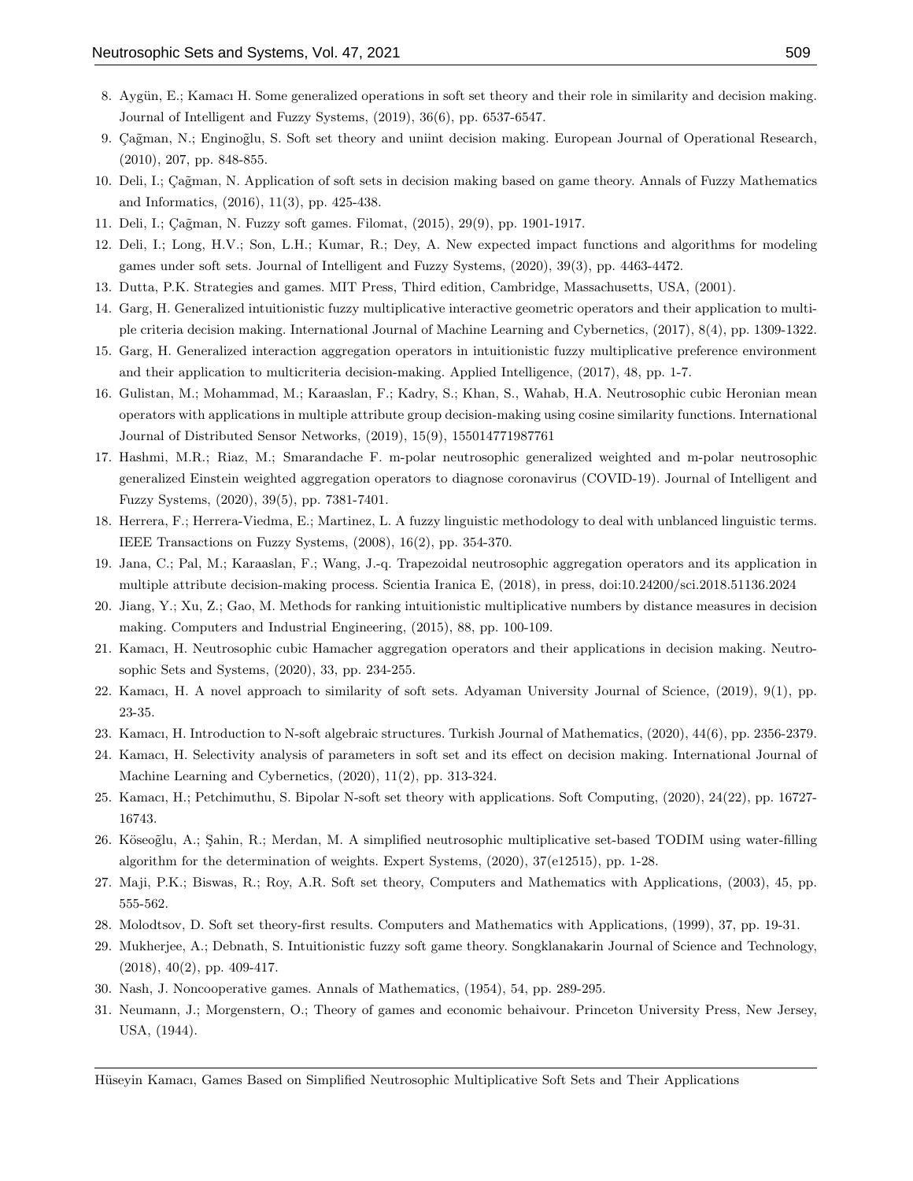8. Aygün, E.; Kamacı H. Some generalized operations in soft set theory and their role in similarity and decision making. Journal of Intelligent and Fuzzy Systems, (2019), 36(6), pp. 6537-6547.
9. Çağman, N.; Enginoğlu, S. Soft set theory and uniint decision making. European Journal of Operational Research, (2010), 207, pp. 848-855.
10. Deli, I.; Çağman, N. Application of soft sets in decision making based on game theory. Annals of Fuzzy Mathematics and Informatics, (2016), 11(3), pp. 425-438.
11. Deli, I.; Çağman, N. Fuzzy soft games. Filomat, (2015), 29(9), pp. 1901-1917.
12. Deli, I.; Long, H.V.; Son, L.H.; Kumar, R.; Dey, A. New expected impact functions and algorithms for modeling games under soft sets. Journal of Intelligent and Fuzzy Systems, (2020), 39(3), pp. 4463-4472.
13. Dutta, P.K. Strategies and games. MIT Press, Third edition, Cambridge, Massachusetts, USA, (2001).
14. Garg, H. Generalized intuitionistic fuzzy multiplicative interactive geometric operators and their application to multiple criteria decision making. International Journal of Machine Learning and Cybernetics, (2017), 8(4), pp. 1309-1322.
15. Garg, H. Generalized interaction aggregation operators in intuitionistic fuzzy multiplicative preference environment and their application to multicriteria decision-making. Applied Intelligence, (2017), 48, pp. 1-7.
16. Gulistan, M.; Mohammad, M.; Karaaslan, F.; Kadry, S.; Khan, S., Wahab, H.A. Neutrosophic cubic Heronian mean operators with applications in multiple attribute group decision-making using cosine similarity functions. International Journal of Distributed Sensor Networks, (2019), 15(9), 155014771987761
17. Hashmi, M.R.; Riaz, M.; Smarandache F. m-polar neutrosophic generalized weighted and m-polar neutrosophic generalized Einstein weighted aggregation operators to diagnose coronavirus (COVID-19). Journal of Intelligent and Fuzzy Systems, (2020), 39(5), pp. 7381-7401.
18. Herrera, F.; Herrera-Viedma, E.; Martinez, L. A fuzzy linguistic methodology to deal with unblanced linguistic terms. IEEE Transactions on Fuzzy Systems, (2008), 16(2), pp. 354-370.
19. Jana, C.; Pal, M.; Karaaslan, F.; Wang, J.-q. Trapezoidal neutrosophic aggregation operators and its application in multiple attribute decision-making process. Scientia Iranica E, (2018), in press, doi:10.24200/sci.2018.51136.2024
20. Jiang, Y.; Xu, Z.; Gao, M. Methods for ranking intuitionistic multiplicative numbers by distance measures in decision making. Computers and Industrial Engineering, (2015), 88, pp. 100-109.
21. Kamacı, H. Neutrosophic cubic Hamacher aggregation operators and their applications in decision making. Neutrosophic Sets and Systems, (2020), 33, pp. 234-255.
22. Kamacı, H. A novel approach to similarity of soft sets. Adyaman University Journal of Science, (2019), 9(1), pp. 23-35.
23. Kamacı, H. Introduction to N-soft algebraic structures. Turkish Journal of Mathematics, (2020), 44(6), pp. 2356-2379.
24. Kamacı, H. Selectivity analysis of parameters in soft set and its effect on decision making. International Journal of Machine Learning and Cybernetics, (2020), 11(2), pp. 313-324.
25. Kamacı, H.; Petchimuthu, S. Bipolar N-soft set theory with applications. Soft Computing, (2020), 24(22), pp. 16727-16743.
26. Köseoğlu, A.; Şahin, R.; Merdan, M. A simplified neutrosophic multiplicative set-based TODIM using water-filling algorithm for the determination of weights. Expert Systems, (2020), 37(e12515), pp. 1-28.
27. Maji, P.K.; Biswas, R.; Roy, A.R. Soft set theory, Computers and Mathematics with Applications, (2003), 45, pp. 555-562.
28. Molodtsov, D. Soft set theory-first results. Computers and Mathematics with Applications, (1999), 37, pp. 19-31.
29. Mukherjee, A.; Debnath, S. Intuitionistic fuzzy soft game theory. Songklanakarin Journal of Science and Technology, (2018), 40(2), pp. 409-417.
30. Nash, J. Noncooperative games. Annals of Mathematics, (1954), 54, pp. 289-295.
31. Neumann, J.; Morgenstern, O.; Theory of games and economic behaivour. Princeton University Press, New Jersey, USA, (1944).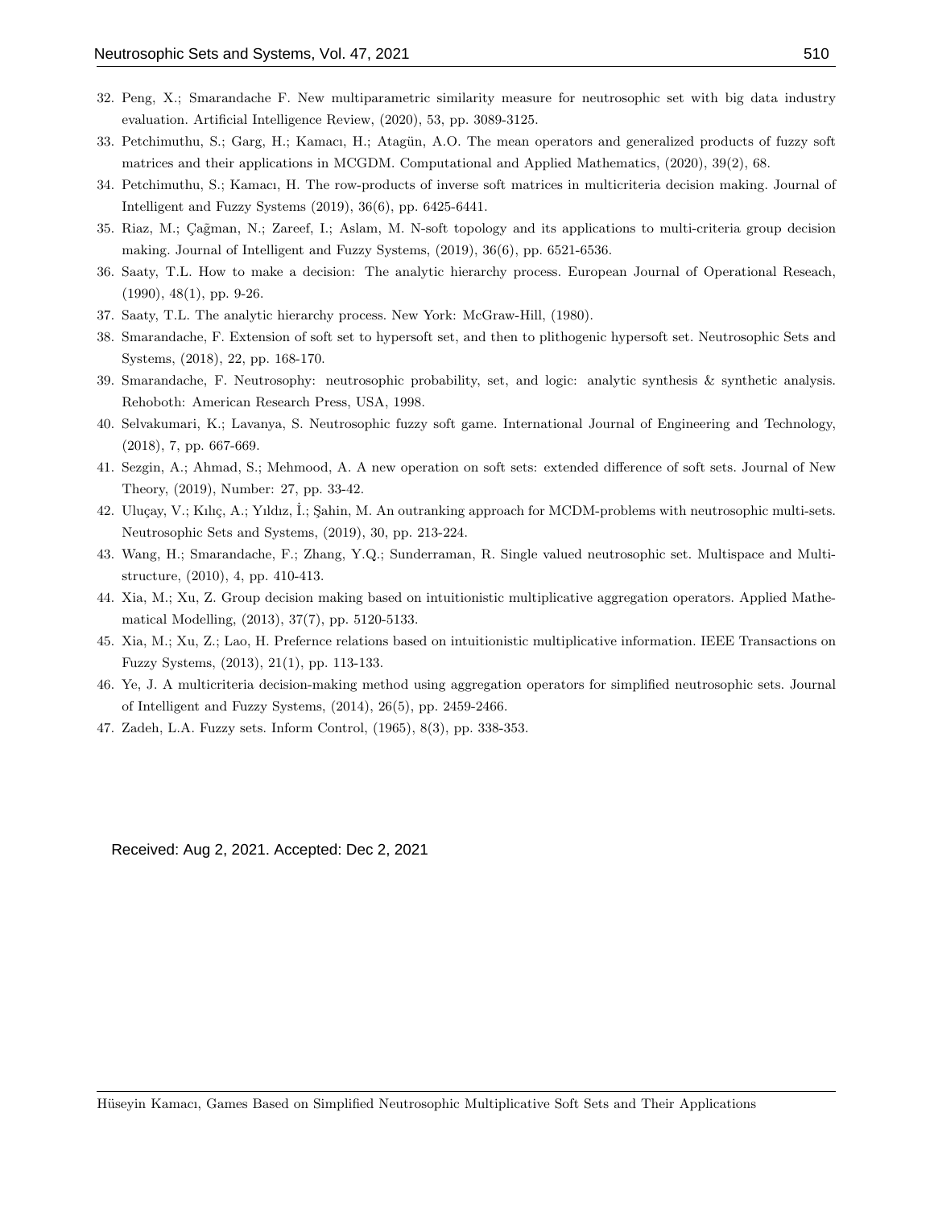32. Peng, X.; Smarandache F. New multiparametric similarity measure for neutrosophic set with big data industry evaluation. Artificial Intelligence Review, (2020), 53, pp. 3089-3125.
33. Petchimuthu, S.; Garg, H.; Kamacı, H.; Atagün, A.O. The mean operators and generalized products of fuzzy soft matrices and their applications in MCGDM. Computational and Applied Mathematics, (2020), 39(2), 68.
34. Petchimuthu, S.; Kamacı, H. The row-products of inverse soft matrices in multicriteria decision making. Journal of Intelligent and Fuzzy Systems (2019), 36(6), pp. 6425-6441.
35. Riaz, M.; Çağman, N.; Zareef, I.; Aslam, M. N-soft topology and its applications to multi-criteria group decision making. Journal of Intelligent and Fuzzy Systems, (2019), 36(6), pp. 6521-6536.
36. Saaty, T.L. How to make a decision: The analytic hierarchy process. European Journal of Operational Reseach, (1990), 48(1), pp. 9-26.
37. Saaty, T.L. The analytic hierarchy process. New York: McGraw-Hill, (1980).
38. Smarandache, F. Extension of soft set to hypersoft set, and then to plithogenic hypersoft set. Neutrosophic Sets and Systems, (2018), 22, pp. 168-170.
39. Smarandache, F. Neutrosophy: neutrosophic probability, set, and logic: analytic synthesis & synthetic analysis. Rehoboth: American Research Press, USA, 1998.
40. Selvakumari, K.; Lavanya, S. Neutrosophic fuzzy soft game. International Journal of Engineering and Technology, (2018), 7, pp. 667-669.
41. Sezgin, A.; Ahmad, S.; Mehmood, A. A new operation on soft sets: extended difference of soft sets. Journal of New Theory, (2019), Number: 27, pp. 33-42.
42. Uluçay, V.; Kılıç, A.; Yıldız, İ.; Şahin, M. An outranking approach for MCDM-problems with neutrosophic multi-sets. Neutrosophic Sets and Systems, (2019), 30, pp. 213-224.
43. Wang, H.; Smarandache, F.; Zhang, Y.Q.; Sunderraman, R. Single valued neutrosophic set. Multispace and Multistructure, (2010), 4, pp. 410-413.
44. Xia, M.; Xu, Z. Group decision making based on intuitionistic multiplicative aggregation operators. Applied Mathematical Modelling, (2013), 37(7), pp. 5120-5133.
45. Xia, M.; Xu, Z.; Lao, H. Prefernce relations based on intuitionistic multiplicative information. IEEE Transactions on Fuzzy Systems, (2013), 21(1), pp. 113-133.
46. Ye, J. A multicriteria decision-making method using aggregation operators for simplified neutrosophic sets. Journal of Intelligent and Fuzzy Systems, (2014), 26(5), pp. 2459-2466.
47. Zadeh, L.A. Fuzzy sets. Inform Control, (1965), 8(3), pp. 338-353.

Received: Aug 2, 2021. Accepted: Dec 2, 2021